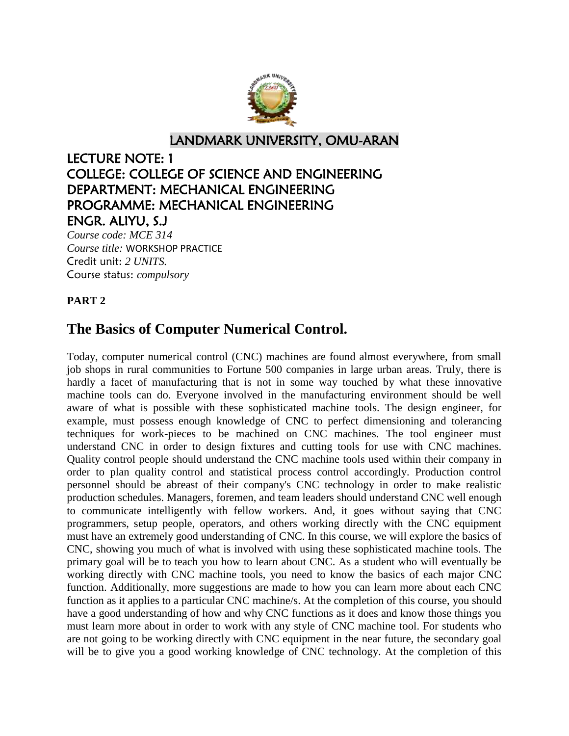# LANDMARK UNIVERSITY, OMU-ARAN

## LECTURE NOTE: 1
## COLLEGE: COLLEGE OF SCIENCE AND ENGINEERING
## DEPARTMENT: MECHANICAL ENGINEERING
## PROGRAMME: MECHANICAL ENGINEERING
## ENGR. ALIYU, S.J

*Course code: MCE 314*
*Course title:* WORKSHOP PRACTICE
Credit unit: *2 UNITS.*
Course status: *compulsory*

**PART 2**

## The Basics of Computer Numerical Control.

Today, computer numerical control (CNC) machines are found almost everywhere, from small job shops in rural communities to Fortune 500 companies in large urban areas. Truly, there is hardly a facet of manufacturing that is not in some way touched by what these innovative machine tools can do. Everyone involved in the manufacturing environment should be well aware of what is possible with these sophisticated machine tools. The design engineer, for example, must possess enough knowledge of CNC to perfect dimensioning and tolerancing techniques for work-pieces to be machined on CNC machines. The tool engineer must understand CNC in order to design fixtures and cutting tools for use with CNC machines. Quality control people should understand the CNC machine tools used within their company in order to plan quality control and statistical process control accordingly. Production control personnel should be abreast of their company's CNC technology in order to make realistic production schedules. Managers, foremen, and team leaders should understand CNC well enough to communicate intelligently with fellow workers. And, it goes without saying that CNC programmers, setup people, operators, and others working directly with the CNC equipment must have an extremely good understanding of CNC. In this course, we will explore the basics of CNC, showing you much of what is involved with using these sophisticated machine tools. The primary goal will be to teach you how to learn about CNC. As a student who will eventually be working directly with CNC machine tools, you need to know the basics of each major CNC function. Additionally, more suggestions are made to how you can learn more about each CNC function as it applies to a particular CNC machine/s. At the completion of this course, you should have a good understanding of how and why CNC functions as it does and know those things you must learn more about in order to work with any style of CNC machine tool. For students who are not going to be working directly with CNC equipment in the near future, the secondary goal will be to give you a good working knowledge of CNC technology. At the completion of this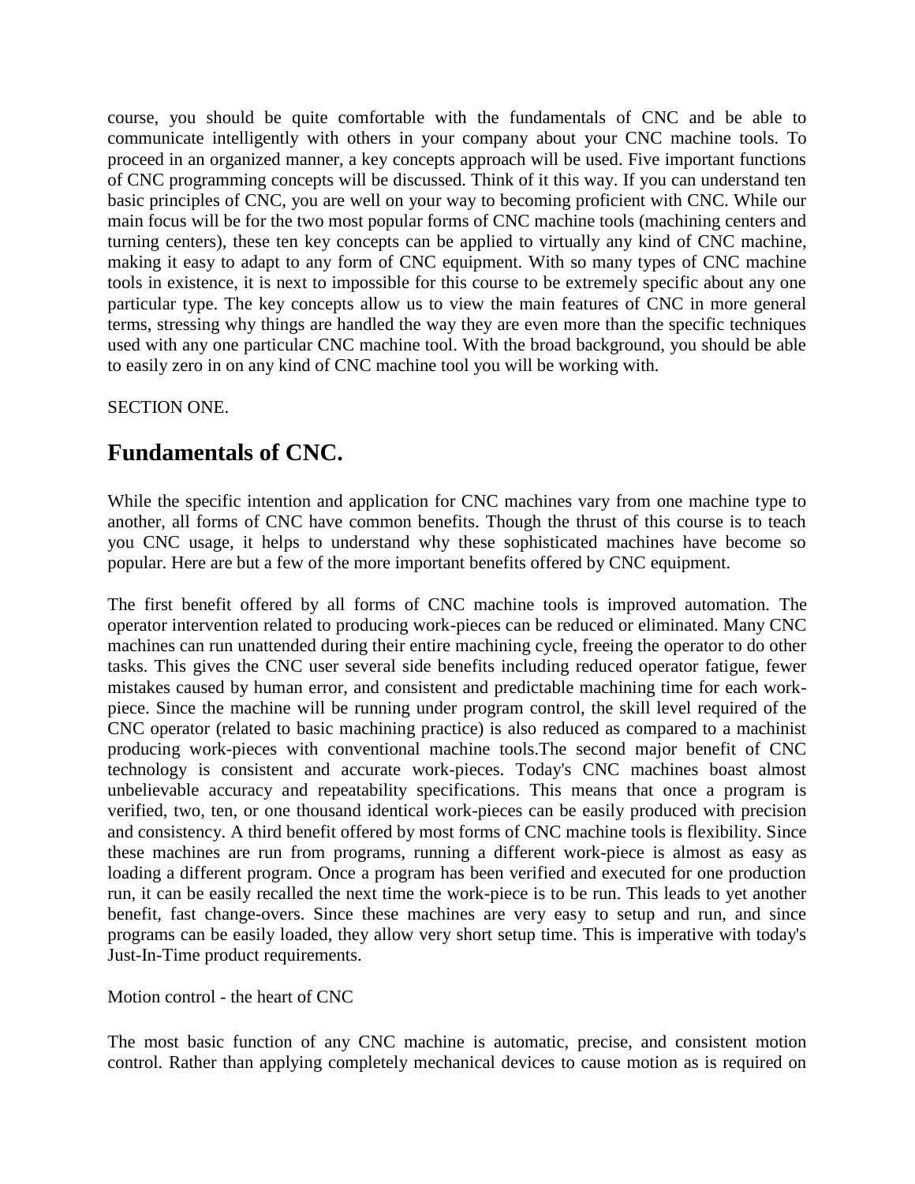course, you should be quite comfortable with the fundamentals of CNC and be able to communicate intelligently with others in your company about your CNC machine tools. To proceed in an organized manner, a key concepts approach will be used. Five important functions of CNC programming concepts will be discussed. Think of it this way. If you can understand ten basic principles of CNC, you are well on your way to becoming proficient with CNC. While our main focus will be for the two most popular forms of CNC machine tools (machining centers and turning centers), these ten key concepts can be applied to virtually any kind of CNC machine, making it easy to adapt to any form of CNC equipment. With so many types of CNC machine tools in existence, it is next to impossible for this course to be extremely specific about any one particular type. The key concepts allow us to view the main features of CNC in more general terms, stressing why things are handled the way they are even more than the specific techniques used with any one particular CNC machine tool. With the broad background, you should be able to easily zero in on any kind of CNC machine tool you will be working with.

SECTION ONE.

## Fundamentals of CNC.

While the specific intention and application for CNC machines vary from one machine type to another, all forms of CNC have common benefits. Though the thrust of this course is to teach you CNC usage, it helps to understand why these sophisticated machines have become so popular. Here are but a few of the more important benefits offered by CNC equipment.

The first benefit offered by all forms of CNC machine tools is improved automation. The operator intervention related to producing work-pieces can be reduced or eliminated. Many CNC machines can run unattended during their entire machining cycle, freeing the operator to do other tasks. This gives the CNC user several side benefits including reduced operator fatigue, fewer mistakes caused by human error, and consistent and predictable machining time for each work-piece. Since the machine will be running under program control, the skill level required of the CNC operator (related to basic machining practice) is also reduced as compared to a machinist producing work-pieces with conventional machine tools.The second major benefit of CNC technology is consistent and accurate work-pieces. Today's CNC machines boast almost unbelievable accuracy and repeatability specifications. This means that once a program is verified, two, ten, or one thousand identical work-pieces can be easily produced with precision and consistency. A third benefit offered by most forms of CNC machine tools is flexibility. Since these machines are run from programs, running a different work-piece is almost as easy as loading a different program. Once a program has been verified and executed for one production run, it can be easily recalled the next time the work-piece is to be run. This leads to yet another benefit, fast change-overs. Since these machines are very easy to setup and run, and since programs can be easily loaded, they allow very short setup time. This is imperative with today's Just-In-Time product requirements.

Motion control - the heart of CNC

The most basic function of any CNC machine is automatic, precise, and consistent motion control. Rather than applying completely mechanical devices to cause motion as is required on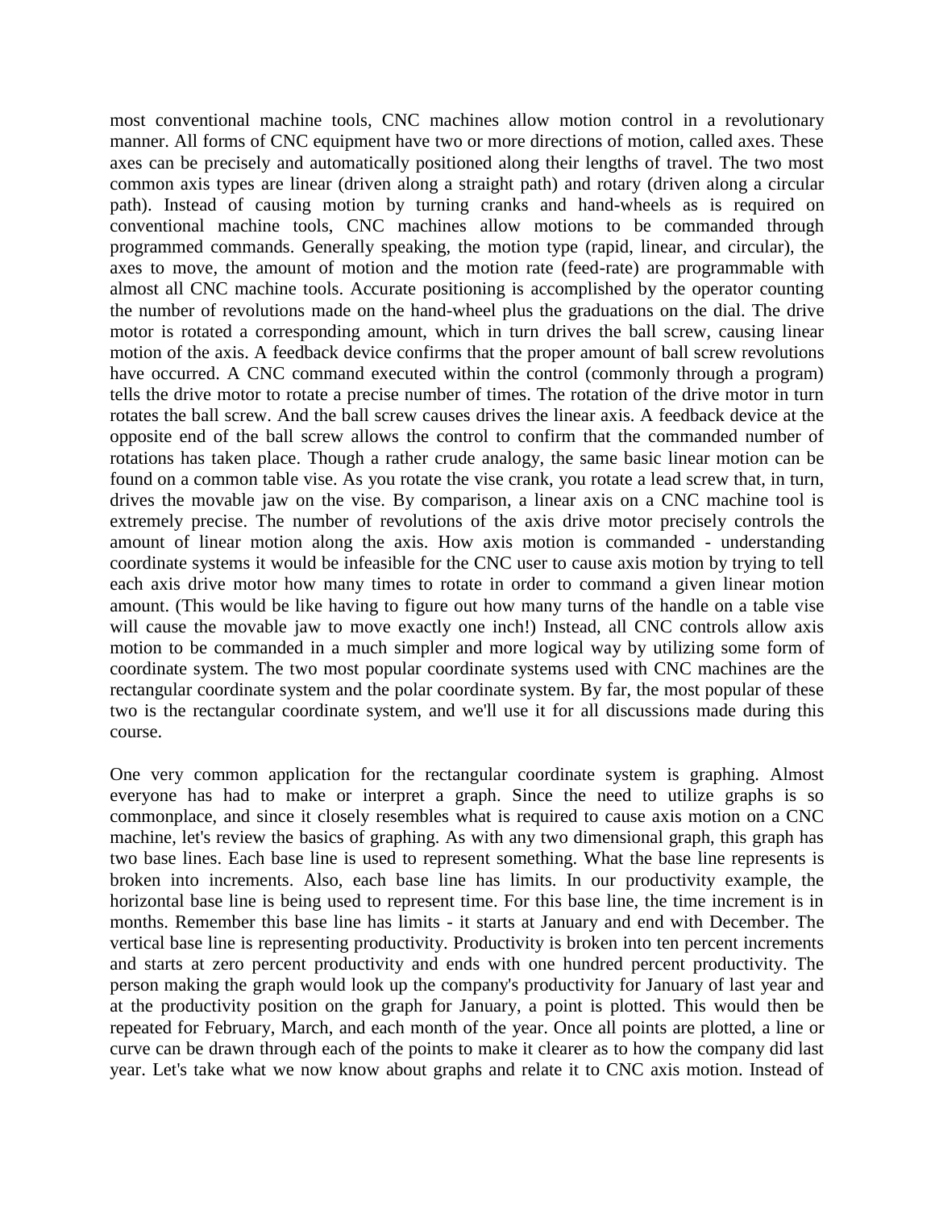most conventional machine tools, CNC machines allow motion control in a revolutionary manner. All forms of CNC equipment have two or more directions of motion, called axes. These axes can be precisely and automatically positioned along their lengths of travel. The two most common axis types are linear (driven along a straight path) and rotary (driven along a circular path). Instead of causing motion by turning cranks and hand-wheels as is required on conventional machine tools, CNC machines allow motions to be commanded through programmed commands. Generally speaking, the motion type (rapid, linear, and circular), the axes to move, the amount of motion and the motion rate (feed-rate) are programmable with almost all CNC machine tools. Accurate positioning is accomplished by the operator counting the number of revolutions made on the hand-wheel plus the graduations on the dial. The drive motor is rotated a corresponding amount, which in turn drives the ball screw, causing linear motion of the axis. A feedback device confirms that the proper amount of ball screw revolutions have occurred. A CNC command executed within the control (commonly through a program) tells the drive motor to rotate a precise number of times. The rotation of the drive motor in turn rotates the ball screw. And the ball screw causes drives the linear axis. A feedback device at the opposite end of the ball screw allows the control to confirm that the commanded number of rotations has taken place. Though a rather crude analogy, the same basic linear motion can be found on a common table vise. As you rotate the vise crank, you rotate a lead screw that, in turn, drives the movable jaw on the vise. By comparison, a linear axis on a CNC machine tool is extremely precise. The number of revolutions of the axis drive motor precisely controls the amount of linear motion along the axis. How axis motion is commanded - understanding coordinate systems it would be infeasible for the CNC user to cause axis motion by trying to tell each axis drive motor how many times to rotate in order to command a given linear motion amount. (This would be like having to figure out how many turns of the handle on a table vise will cause the movable jaw to move exactly one inch!) Instead, all CNC controls allow axis motion to be commanded in a much simpler and more logical way by utilizing some form of coordinate system. The two most popular coordinate systems used with CNC machines are the rectangular coordinate system and the polar coordinate system. By far, the most popular of these two is the rectangular coordinate system, and we'll use it for all discussions made during this course.

One very common application for the rectangular coordinate system is graphing. Almost everyone has had to make or interpret a graph. Since the need to utilize graphs is so commonplace, and since it closely resembles what is required to cause axis motion on a CNC machine, let's review the basics of graphing. As with any two dimensional graph, this graph has two base lines. Each base line is used to represent something. What the base line represents is broken into increments. Also, each base line has limits. In our productivity example, the horizontal base line is being used to represent time. For this base line, the time increment is in months. Remember this base line has limits - it starts at January and end with December. The vertical base line is representing productivity. Productivity is broken into ten percent increments and starts at zero percent productivity and ends with one hundred percent productivity. The person making the graph would look up the company's productivity for January of last year and at the productivity position on the graph for January, a point is plotted. This would then be repeated for February, March, and each month of the year. Once all points are plotted, a line or curve can be drawn through each of the points to make it clearer as to how the company did last year. Let's take what we now know about graphs and relate it to CNC axis motion. Instead of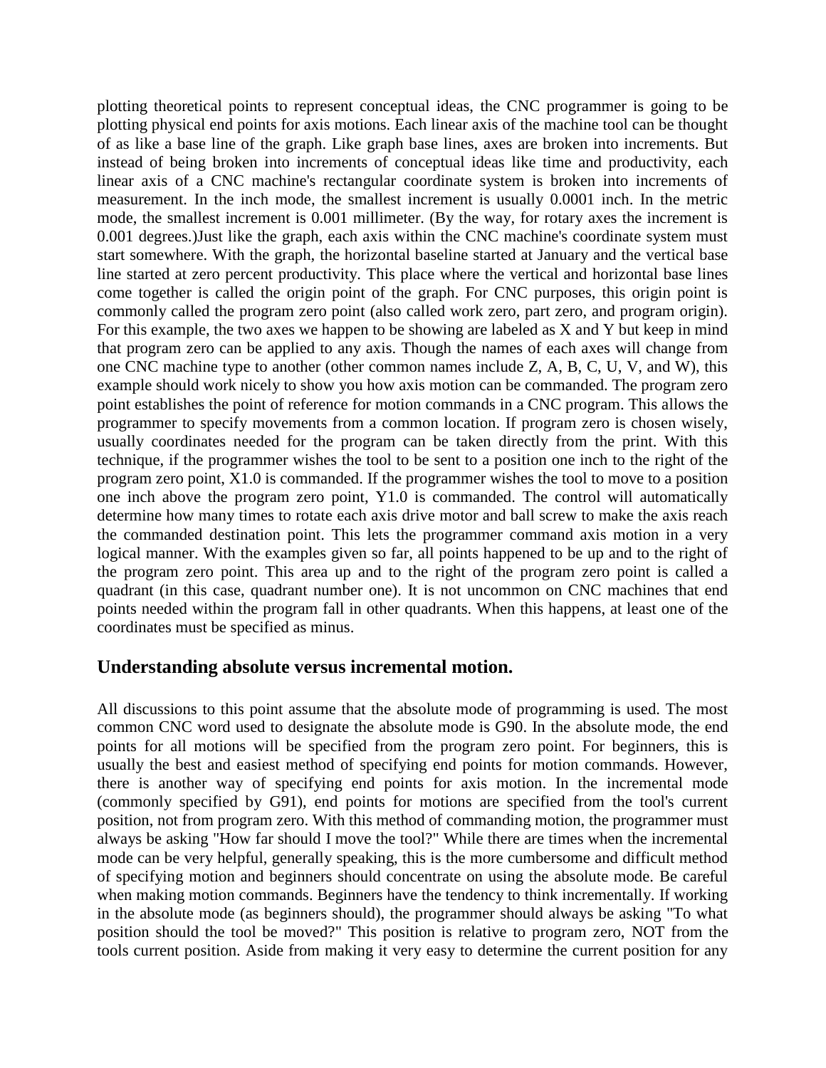plotting theoretical points to represent conceptual ideas, the CNC programmer is going to be plotting physical end points for axis motions. Each linear axis of the machine tool can be thought of as like a base line of the graph. Like graph base lines, axes are broken into increments. But instead of being broken into increments of conceptual ideas like time and productivity, each linear axis of a CNC machine's rectangular coordinate system is broken into increments of measurement. In the inch mode, the smallest increment is usually 0.0001 inch. In the metric mode, the smallest increment is 0.001 millimeter. (By the way, for rotary axes the increment is 0.001 degrees.)Just like the graph, each axis within the CNC machine's coordinate system must start somewhere. With the graph, the horizontal baseline started at January and the vertical base line started at zero percent productivity. This place where the vertical and horizontal base lines come together is called the origin point of the graph. For CNC purposes, this origin point is commonly called the program zero point (also called work zero, part zero, and program origin). For this example, the two axes we happen to be showing are labeled as X and Y but keep in mind that program zero can be applied to any axis. Though the names of each axes will change from one CNC machine type to another (other common names include Z, A, B, C, U, V, and W), this example should work nicely to show you how axis motion can be commanded. The program zero point establishes the point of reference for motion commands in a CNC program. This allows the programmer to specify movements from a common location. If program zero is chosen wisely, usually coordinates needed for the program can be taken directly from the print. With this technique, if the programmer wishes the tool to be sent to a position one inch to the right of the program zero point, X1.0 is commanded. If the programmer wishes the tool to move to a position one inch above the program zero point, Y1.0 is commanded. The control will automatically determine how many times to rotate each axis drive motor and ball screw to make the axis reach the commanded destination point. This lets the programmer command axis motion in a very logical manner. With the examples given so far, all points happened to be up and to the right of the program zero point. This area up and to the right of the program zero point is called a quadrant (in this case, quadrant number one). It is not uncommon on CNC machines that end points needed within the program fall in other quadrants. When this happens, at least one of the coordinates must be specified as minus.

## Understanding absolute versus incremental motion.

All discussions to this point assume that the absolute mode of programming is used. The most common CNC word used to designate the absolute mode is G90. In the absolute mode, the end points for all motions will be specified from the program zero point. For beginners, this is usually the best and easiest method of specifying end points for motion commands. However, there is another way of specifying end points for axis motion. In the incremental mode (commonly specified by G91), end points for motions are specified from the tool's current position, not from program zero. With this method of commanding motion, the programmer must always be asking "How far should I move the tool?" While there are times when the incremental mode can be very helpful, generally speaking, this is the more cumbersome and difficult method of specifying motion and beginners should concentrate on using the absolute mode. Be careful when making motion commands. Beginners have the tendency to think incrementally. If working in the absolute mode (as beginners should), the programmer should always be asking "To what position should the tool be moved?" This position is relative to program zero, NOT from the tools current position. Aside from making it very easy to determine the current position for any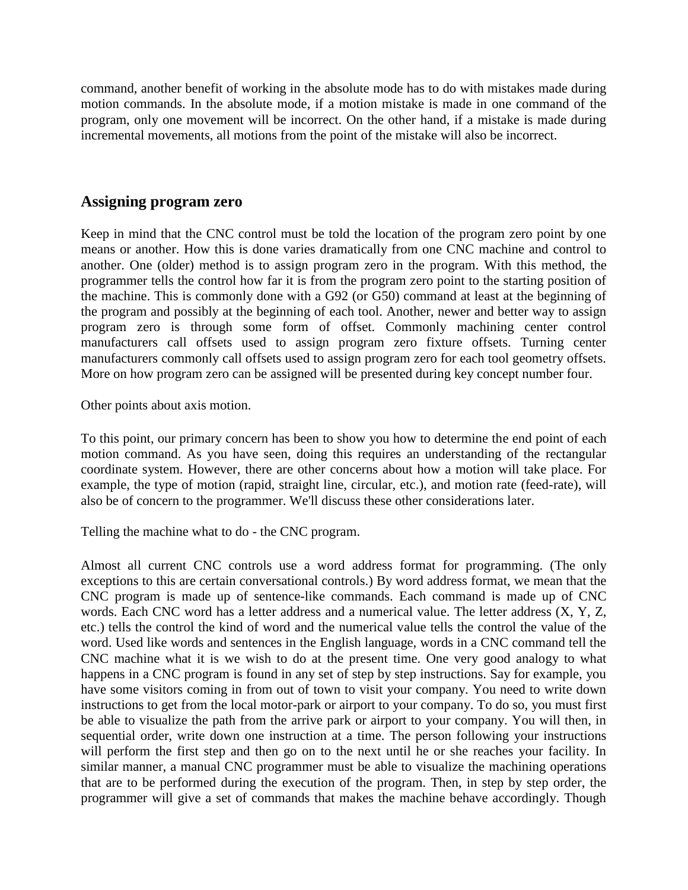command, another benefit of working in the absolute mode has to do with mistakes made during motion commands. In the absolute mode, if a motion mistake is made in one command of the program, only one movement will be incorrect. On the other hand, if a mistake is made during incremental movements, all motions from the point of the mistake will also be incorrect.

## Assigning program zero

Keep in mind that the CNC control must be told the location of the program zero point by one means or another. How this is done varies dramatically from one CNC machine and control to another. One (older) method is to assign program zero in the program. With this method, the programmer tells the control how far it is from the program zero point to the starting position of the machine. This is commonly done with a G92 (or G50) command at least at the beginning of the program and possibly at the beginning of each tool. Another, newer and better way to assign program zero is through some form of offset. Commonly machining center control manufacturers call offsets used to assign program zero fixture offsets. Turning center manufacturers commonly call offsets used to assign program zero for each tool geometry offsets. More on how program zero can be assigned will be presented during key concept number four.

Other points about axis motion.

To this point, our primary concern has been to show you how to determine the end point of each motion command. As you have seen, doing this requires an understanding of the rectangular coordinate system. However, there are other concerns about how a motion will take place. For example, the type of motion (rapid, straight line, circular, etc.), and motion rate (feed-rate), will also be of concern to the programmer. We'll discuss these other considerations later.

Telling the machine what to do - the CNC program.

Almost all current CNC controls use a word address format for programming. (The only exceptions to this are certain conversational controls.) By word address format, we mean that the CNC program is made up of sentence-like commands. Each command is made up of CNC words. Each CNC word has a letter address and a numerical value. The letter address (X, Y, Z, etc.) tells the control the kind of word and the numerical value tells the control the value of the word. Used like words and sentences in the English language, words in a CNC command tell the CNC machine what it is we wish to do at the present time. One very good analogy to what happens in a CNC program is found in any set of step by step instructions. Say for example, you have some visitors coming in from out of town to visit your company. You need to write down instructions to get from the local motor-park or airport to your company. To do so, you must first be able to visualize the path from the arrive park or airport to your company. You will then, in sequential order, write down one instruction at a time. The person following your instructions will perform the first step and then go on to the next until he or she reaches your facility. In similar manner, a manual CNC programmer must be able to visualize the machining operations that are to be performed during the execution of the program. Then, in step by step order, the programmer will give a set of commands that makes the machine behave accordingly. Though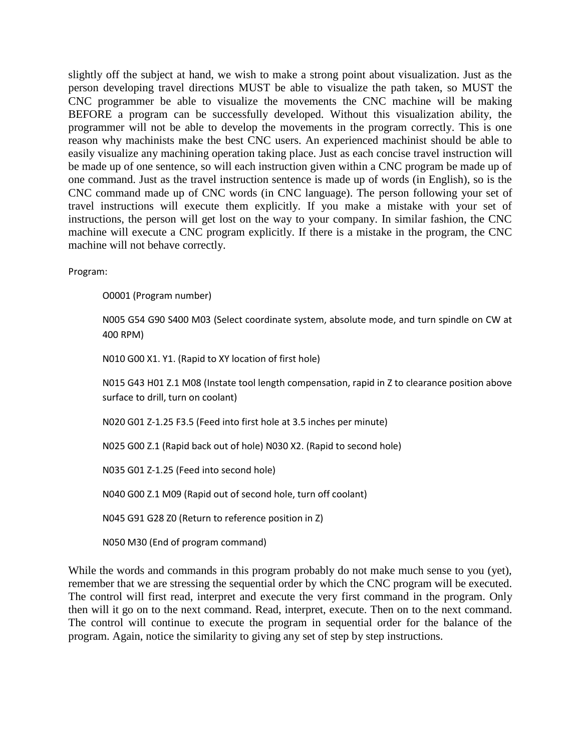slightly off the subject at hand, we wish to make a strong point about visualization. Just as the person developing travel directions MUST be able to visualize the path taken, so MUST the CNC programmer be able to visualize the movements the CNC machine will be making BEFORE a program can be successfully developed. Without this visualization ability, the programmer will not be able to develop the movements in the program correctly. This is one reason why machinists make the best CNC users. An experienced machinist should be able to easily visualize any machining operation taking place. Just as each concise travel instruction will be made up of one sentence, so will each instruction given within a CNC program be made up of one command. Just as the travel instruction sentence is made up of words (in English), so is the CNC command made up of CNC words (in CNC language). The person following your set of travel instructions will execute them explicitly. If you make a mistake with your set of instructions, the person will get lost on the way to your company. In similar fashion, the CNC machine will execute a CNC program explicitly. If there is a mistake in the program, the CNC machine will not behave correctly.

Program:

O0001 (Program number)

N005 G54 G90 S400 M03 (Select coordinate system, absolute mode, and turn spindle on CW at 400 RPM)

N010 G00 X1. Y1. (Rapid to XY location of first hole)

N015 G43 H01 Z.1 M08 (Instate tool length compensation, rapid in Z to clearance position above surface to drill, turn on coolant)

N020 G01 Z-1.25 F3.5 (Feed into first hole at 3.5 inches per minute)

N025 G00 Z.1 (Rapid back out of hole) N030 X2. (Rapid to second hole)

N035 G01 Z-1.25 (Feed into second hole)

N040 G00 Z.1 M09 (Rapid out of second hole, turn off coolant)

N045 G91 G28 Z0 (Return to reference position in Z)

N050 M30 (End of program command)

While the words and commands in this program probably do not make much sense to you (yet), remember that we are stressing the sequential order by which the CNC program will be executed. The control will first read, interpret and execute the very first command in the program. Only then will it go on to the next command. Read, interpret, execute. Then on to the next command. The control will continue to execute the program in sequential order for the balance of the program. Again, notice the similarity to giving any set of step by step instructions.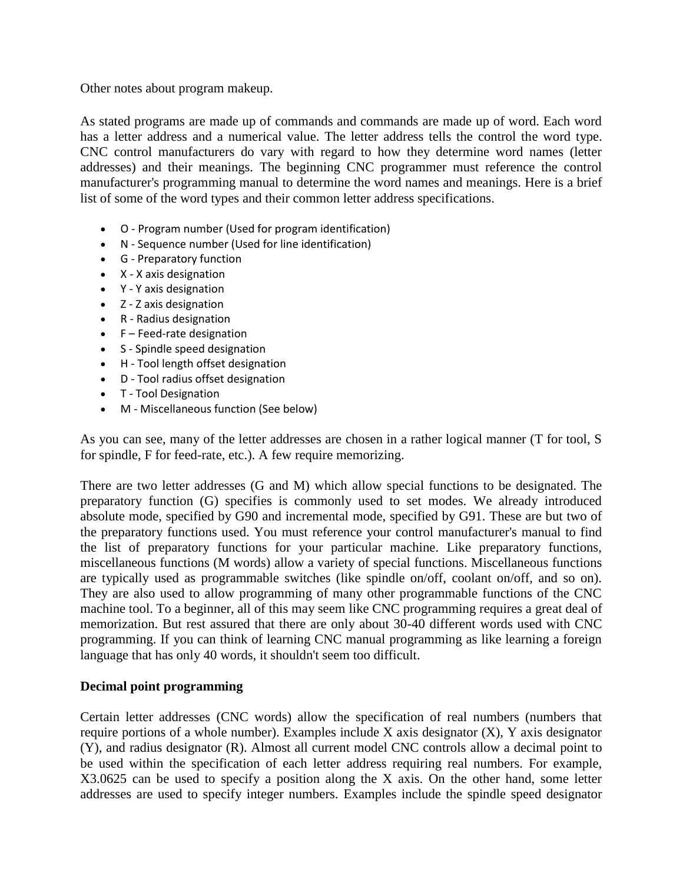Other notes about program makeup.

As stated programs are made up of commands and commands are made up of word. Each word has a letter address and a numerical value. The letter address tells the control the word type. CNC control manufacturers do vary with regard to how they determine word names (letter addresses) and their meanings. The beginning CNC programmer must reference the control manufacturer's programming manual to determine the word names and meanings. Here is a brief list of some of the word types and their common letter address specifications.

- O - Program number (Used for program identification)
- N - Sequence number (Used for line identification)
- G - Preparatory function
- X - X axis designation
- Y - Y axis designation
- Z - Z axis designation
- R - Radius designation
- F – Feed-rate designation
- S - Spindle speed designation
- H - Tool length offset designation
- D - Tool radius offset designation
- T - Tool Designation
- M - Miscellaneous function (See below)

As you can see, many of the letter addresses are chosen in a rather logical manner (T for tool, S for spindle, F for feed-rate, etc.). A few require memorizing.

There are two letter addresses (G and M) which allow special functions to be designated. The preparatory function (G) specifies is commonly used to set modes. We already introduced absolute mode, specified by G90 and incremental mode, specified by G91. These are but two of the preparatory functions used. You must reference your control manufacturer's manual to find the list of preparatory functions for your particular machine. Like preparatory functions, miscellaneous functions (M words) allow a variety of special functions. Miscellaneous functions are typically used as programmable switches (like spindle on/off, coolant on/off, and so on). They are also used to allow programming of many other programmable functions of the CNC machine tool. To a beginner, all of this may seem like CNC programming requires a great deal of memorization. But rest assured that there are only about 30-40 different words used with CNC programming. If you can think of learning CNC manual programming as like learning a foreign language that has only 40 words, it shouldn't seem too difficult.

**Decimal point programming**

Certain letter addresses (CNC words) allow the specification of real numbers (numbers that require portions of a whole number). Examples include X axis designator (X), Y axis designator (Y), and radius designator (R). Almost all current model CNC controls allow a decimal point to be used within the specification of each letter address requiring real numbers. For example, X3.0625 can be used to specify a position along the X axis. On the other hand, some letter addresses are used to specify integer numbers. Examples include the spindle speed designator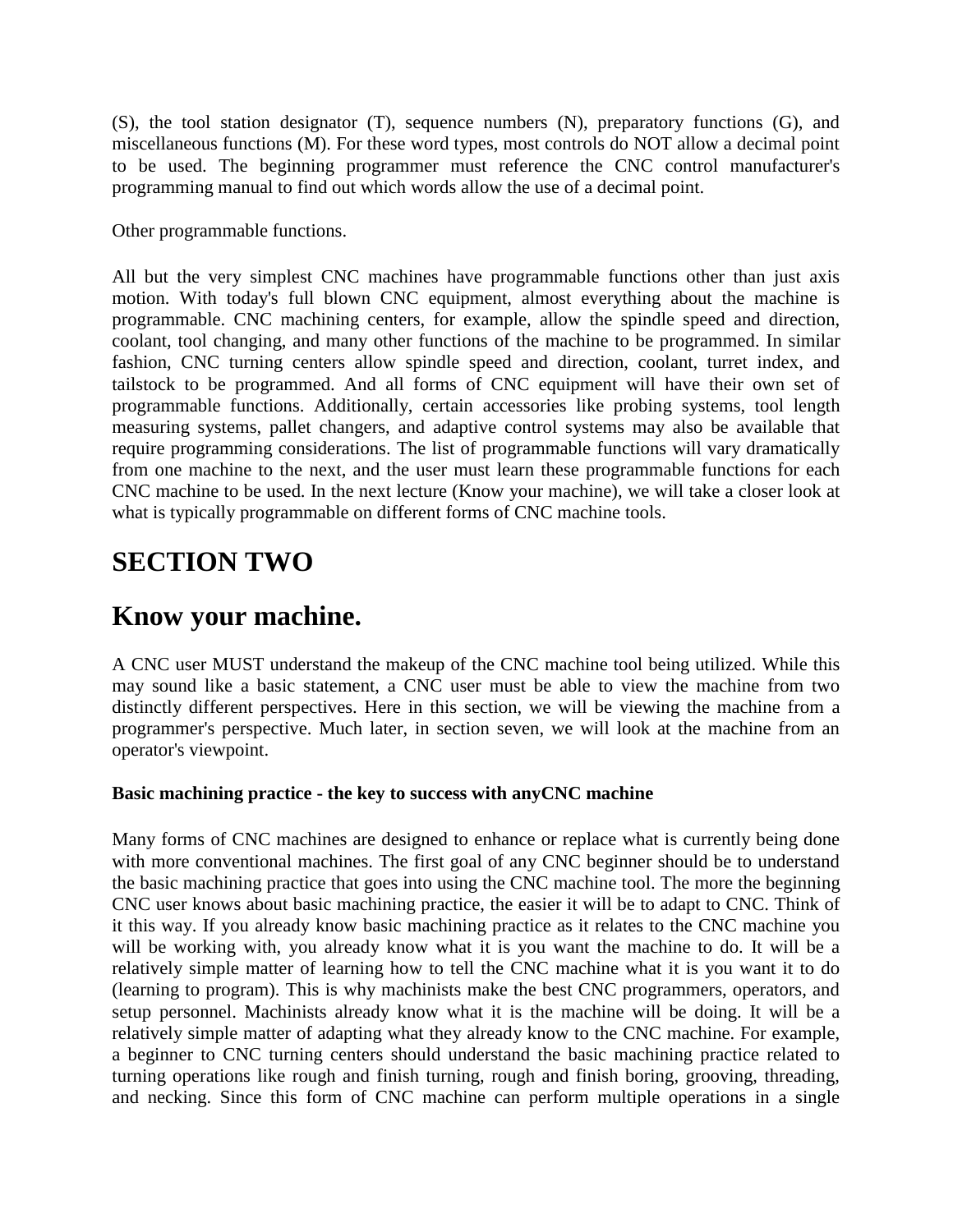(S), the tool station designator (T), sequence numbers (N), preparatory functions (G), and miscellaneous functions (M). For these word types, most controls do NOT allow a decimal point to be used. The beginning programmer must reference the CNC control manufacturer's programming manual to find out which words allow the use of a decimal point.

Other programmable functions.

All but the very simplest CNC machines have programmable functions other than just axis motion. With today's full blown CNC equipment, almost everything about the machine is programmable. CNC machining centers, for example, allow the spindle speed and direction, coolant, tool changing, and many other functions of the machine to be programmed. In similar fashion, CNC turning centers allow spindle speed and direction, coolant, turret index, and tailstock to be programmed. And all forms of CNC equipment will have their own set of programmable functions. Additionally, certain accessories like probing systems, tool length measuring systems, pallet changers, and adaptive control systems may also be available that require programming considerations. The list of programmable functions will vary dramatically from one machine to the next, and the user must learn these programmable functions for each CNC machine to be used. In the next lecture (Know your machine), we will take a closer look at what is typically programmable on different forms of CNC machine tools.

# SECTION TWO

# Know your machine.

A CNC user MUST understand the makeup of the CNC machine tool being utilized. While this may sound like a basic statement, a CNC user must be able to view the machine from two distinctly different perspectives. Here in this section, we will be viewing the machine from a programmer's perspective. Much later, in section seven, we will look at the machine from an operator's viewpoint.

**Basic machining practice - the key to success with anyCNC machine**

Many forms of CNC machines are designed to enhance or replace what is currently being done with more conventional machines. The first goal of any CNC beginner should be to understand the basic machining practice that goes into using the CNC machine tool. The more the beginning CNC user knows about basic machining practice, the easier it will be to adapt to CNC. Think of it this way. If you already know basic machining practice as it relates to the CNC machine you will be working with, you already know what it is you want the machine to do. It will be a relatively simple matter of learning how to tell the CNC machine what it is you want it to do (learning to program). This is why machinists make the best CNC programmers, operators, and setup personnel. Machinists already know what it is the machine will be doing. It will be a relatively simple matter of adapting what they already know to the CNC machine. For example, a beginner to CNC turning centers should understand the basic machining practice related to turning operations like rough and finish turning, rough and finish boring, grooving, threading, and necking. Since this form of CNC machine can perform multiple operations in a single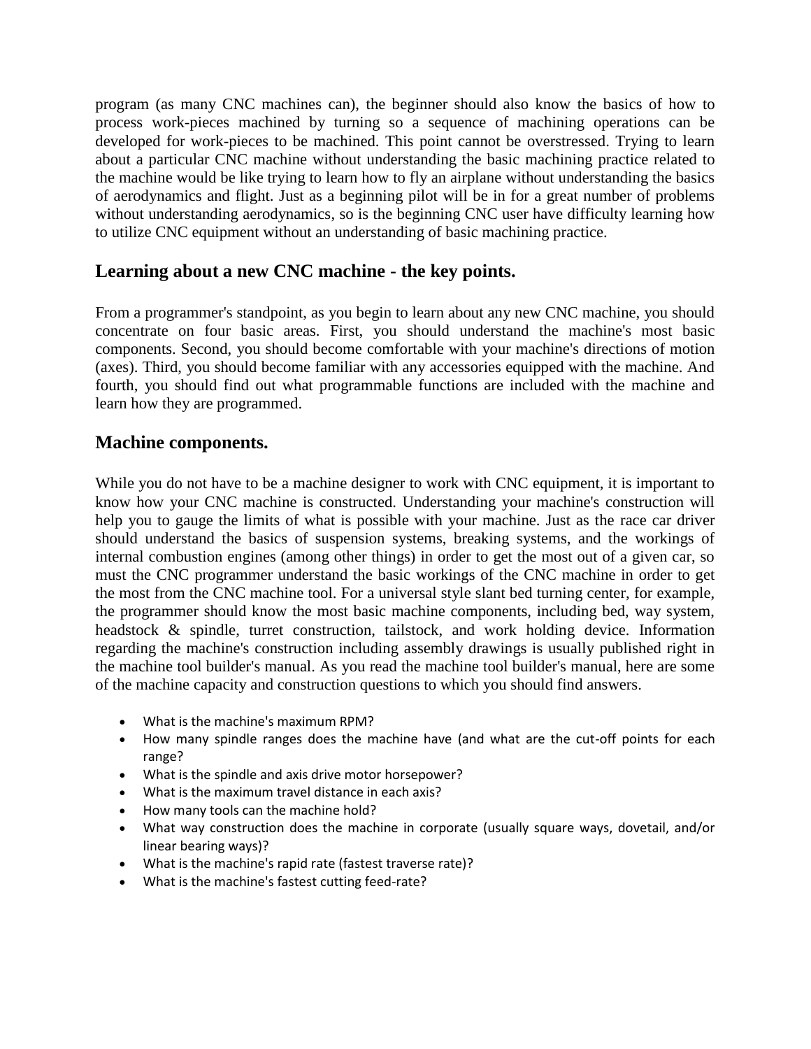program (as many CNC machines can), the beginner should also know the basics of how to process work-pieces machined by turning so a sequence of machining operations can be developed for work-pieces to be machined. This point cannot be overstressed. Trying to learn about a particular CNC machine without understanding the basic machining practice related to the machine would be like trying to learn how to fly an airplane without understanding the basics of aerodynamics and flight. Just as a beginning pilot will be in for a great number of problems without understanding aerodynamics, so is the beginning CNC user have difficulty learning how to utilize CNC equipment without an understanding of basic machining practice.

## Learning about a new CNC machine - the key points.

From a programmer's standpoint, as you begin to learn about any new CNC machine, you should concentrate on four basic areas. First, you should understand the machine's most basic components. Second, you should become comfortable with your machine's directions of motion (axes). Third, you should become familiar with any accessories equipped with the machine. And fourth, you should find out what programmable functions are included with the machine and learn how they are programmed.

## Machine components.

While you do not have to be a machine designer to work with CNC equipment, it is important to know how your CNC machine is constructed. Understanding your machine's construction will help you to gauge the limits of what is possible with your machine. Just as the race car driver should understand the basics of suspension systems, breaking systems, and the workings of internal combustion engines (among other things) in order to get the most out of a given car, so must the CNC programmer understand the basic workings of the CNC machine in order to get the most from the CNC machine tool. For a universal style slant bed turning center, for example, the programmer should know the most basic machine components, including bed, way system, headstock & spindle, turret construction, tailstock, and work holding device. Information regarding the machine's construction including assembly drawings is usually published right in the machine tool builder's manual. As you read the machine tool builder's manual, here are some of the machine capacity and construction questions to which you should find answers.

- What is the machine's maximum RPM?
- How many spindle ranges does the machine have (and what are the cut-off points for each range?
- What is the spindle and axis drive motor horsepower?
- What is the maximum travel distance in each axis?
- How many tools can the machine hold?
- What way construction does the machine in corporate (usually square ways, dovetail, and/or linear bearing ways)?
- What is the machine's rapid rate (fastest traverse rate)?
- What is the machine's fastest cutting feed-rate?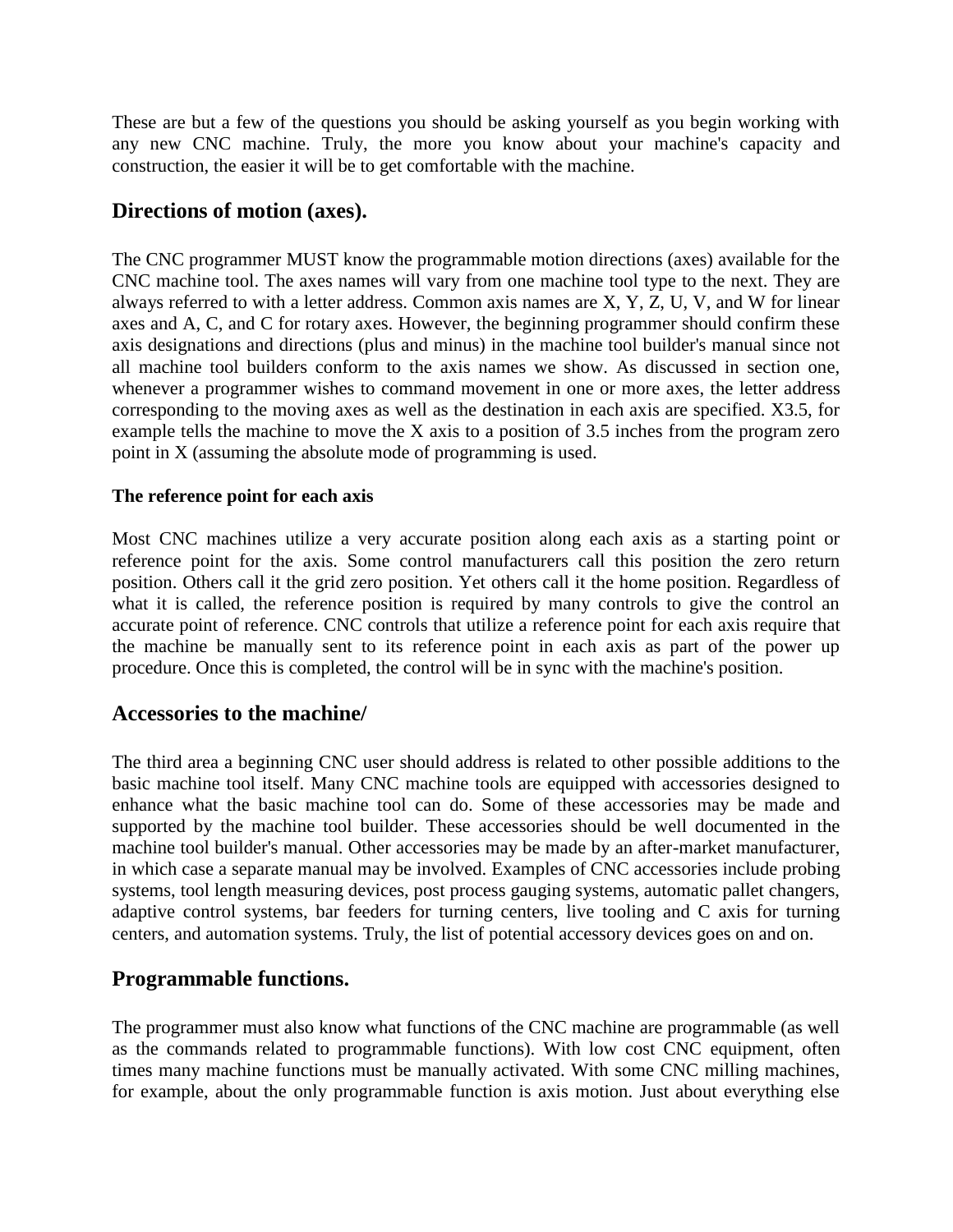These are but a few of the questions you should be asking yourself as you begin working with any new CNC machine. Truly, the more you know about your machine's capacity and construction, the easier it will be to get comfortable with the machine.

## Directions of motion (axes).

The CNC programmer MUST know the programmable motion directions (axes) available for the CNC machine tool. The axes names will vary from one machine tool type to the next. They are always referred to with a letter address. Common axis names are X, Y, Z, U, V, and W for linear axes and A, C, and C for rotary axes. However, the beginning programmer should confirm these axis designations and directions (plus and minus) in the machine tool builder's manual since not all machine tool builders conform to the axis names we show. As discussed in section one, whenever a programmer wishes to command movement in one or more axes, the letter address corresponding to the moving axes as well as the destination in each axis are specified. X3.5, for example tells the machine to move the X axis to a position of 3.5 inches from the program zero point in X (assuming the absolute mode of programming is used.

### The reference point for each axis

Most CNC machines utilize a very accurate position along each axis as a starting point or reference point for the axis. Some control manufacturers call this position the zero return position. Others call it the grid zero position. Yet others call it the home position. Regardless of what it is called, the reference position is required by many controls to give the control an accurate point of reference. CNC controls that utilize a reference point for each axis require that the machine be manually sent to its reference point in each axis as part of the power up procedure. Once this is completed, the control will be in sync with the machine's position.

## Accessories to the machine/

The third area a beginning CNC user should address is related to other possible additions to the basic machine tool itself. Many CNC machine tools are equipped with accessories designed to enhance what the basic machine tool can do. Some of these accessories may be made and supported by the machine tool builder. These accessories should be well documented in the machine tool builder's manual. Other accessories may be made by an after-market manufacturer, in which case a separate manual may be involved. Examples of CNC accessories include probing systems, tool length measuring devices, post process gauging systems, automatic pallet changers, adaptive control systems, bar feeders for turning centers, live tooling and C axis for turning centers, and automation systems. Truly, the list of potential accessory devices goes on and on.

## Programmable functions.

The programmer must also know what functions of the CNC machine are programmable (as well as the commands related to programmable functions). With low cost CNC equipment, often times many machine functions must be manually activated. With some CNC milling machines, for example, about the only programmable function is axis motion. Just about everything else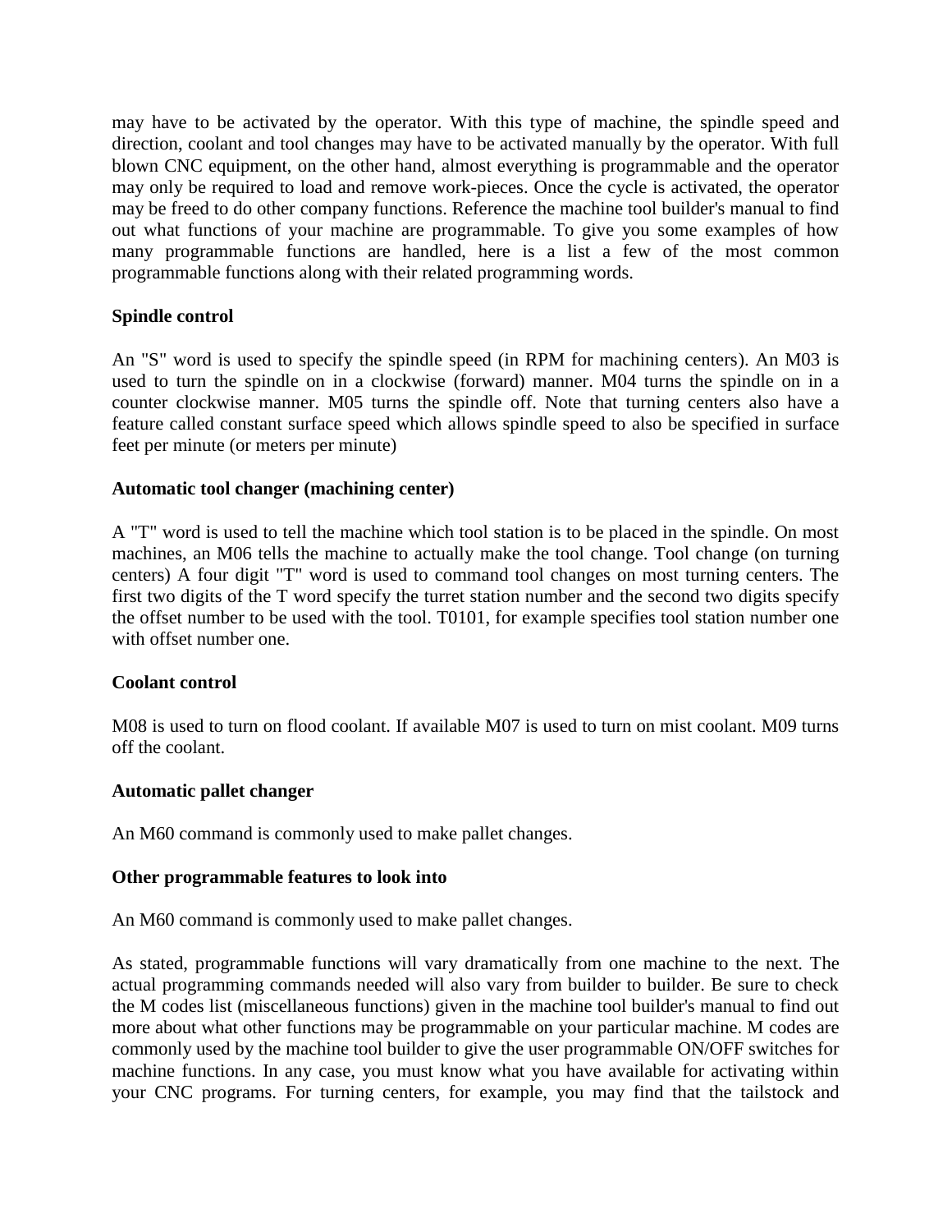may have to be activated by the operator. With this type of machine, the spindle speed and direction, coolant and tool changes may have to be activated manually by the operator. With full blown CNC equipment, on the other hand, almost everything is programmable and the operator may only be required to load and remove work-pieces. Once the cycle is activated, the operator may be freed to do other company functions. Reference the machine tool builder's manual to find out what functions of your machine are programmable. To give you some examples of how many programmable functions are handled, here is a list a few of the most common programmable functions along with their related programming words.

**Spindle control**

An "S" word is used to specify the spindle speed (in RPM for machining centers). An M03 is used to turn the spindle on in a clockwise (forward) manner. M04 turns the spindle on in a counter clockwise manner. M05 turns the spindle off. Note that turning centers also have a feature called constant surface speed which allows spindle speed to also be specified in surface feet per minute (or meters per minute)

**Automatic tool changer (machining center)**

A "T" word is used to tell the machine which tool station is to be placed in the spindle. On most machines, an M06 tells the machine to actually make the tool change. Tool change (on turning centers) A four digit "T" word is used to command tool changes on most turning centers. The first two digits of the T word specify the turret station number and the second two digits specify the offset number to be used with the tool. T0101, for example specifies tool station number one with offset number one.

**Coolant control**

M08 is used to turn on flood coolant. If available M07 is used to turn on mist coolant. M09 turns off the coolant.

**Automatic pallet changer**

An M60 command is commonly used to make pallet changes.

**Other programmable features to look into**

An M60 command is commonly used to make pallet changes.

As stated, programmable functions will vary dramatically from one machine to the next. The actual programming commands needed will also vary from builder to builder. Be sure to check the M codes list (miscellaneous functions) given in the machine tool builder's manual to find out more about what other functions may be programmable on your particular machine. M codes are commonly used by the machine tool builder to give the user programmable ON/OFF switches for machine functions. In any case, you must know what you have available for activating within your CNC programs. For turning centers, for example, you may find that the tailstock and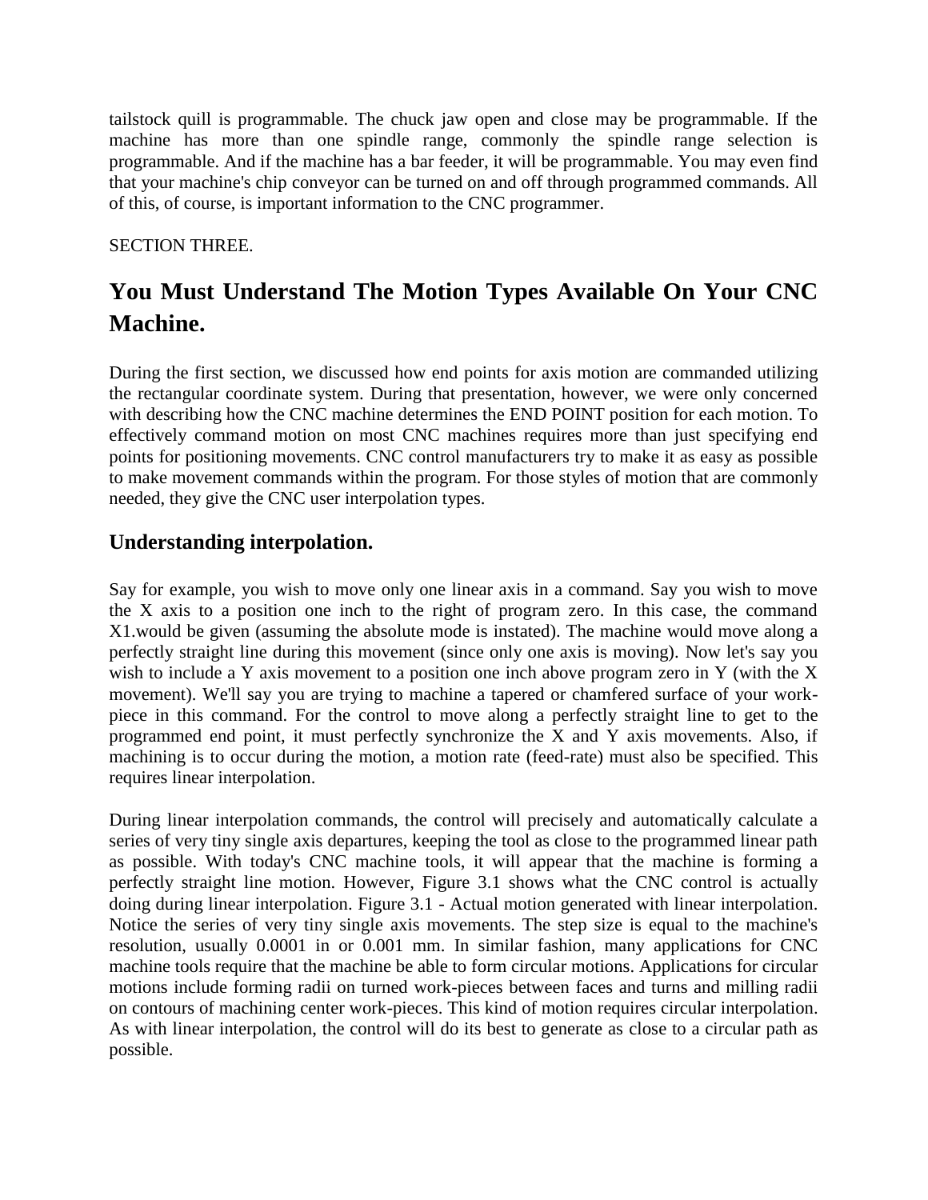tailstock quill is programmable. The chuck jaw open and close may be programmable. If the machine has more than one spindle range, commonly the spindle range selection is programmable. And if the machine has a bar feeder, it will be programmable. You may even find that your machine's chip conveyor can be turned on and off through programmed commands. All of this, of course, is important information to the CNC programmer.

SECTION THREE.

# You Must Understand The Motion Types Available On Your CNC Machine.

During the first section, we discussed how end points for axis motion are commanded utilizing the rectangular coordinate system. During that presentation, however, we were only concerned with describing how the CNC machine determines the END POINT position for each motion. To effectively command motion on most CNC machines requires more than just specifying end points for positioning movements. CNC control manufacturers try to make it as easy as possible to make movement commands within the program. For those styles of motion that are commonly needed, they give the CNC user interpolation types.

## Understanding interpolation.

Say for example, you wish to move only one linear axis in a command. Say you wish to move the X axis to a position one inch to the right of program zero. In this case, the command X1.would be given (assuming the absolute mode is instated). The machine would move along a perfectly straight line during this movement (since only one axis is moving). Now let's say you wish to include a Y axis movement to a position one inch above program zero in Y (with the X movement). We'll say you are trying to machine a tapered or chamfered surface of your work-piece in this command. For the control to move along a perfectly straight line to get to the programmed end point, it must perfectly synchronize the X and Y axis movements. Also, if machining is to occur during the motion, a motion rate (feed-rate) must also be specified. This requires linear interpolation.

During linear interpolation commands, the control will precisely and automatically calculate a series of very tiny single axis departures, keeping the tool as close to the programmed linear path as possible. With today's CNC machine tools, it will appear that the machine is forming a perfectly straight line motion. However, Figure 3.1 shows what the CNC control is actually doing during linear interpolation. Figure 3.1 - Actual motion generated with linear interpolation. Notice the series of very tiny single axis movements. The step size is equal to the machine's resolution, usually 0.0001 in or 0.001 mm. In similar fashion, many applications for CNC machine tools require that the machine be able to form circular motions. Applications for circular motions include forming radii on turned work-pieces between faces and turns and milling radii on contours of machining center work-pieces. This kind of motion requires circular interpolation. As with linear interpolation, the control will do its best to generate as close to a circular path as possible.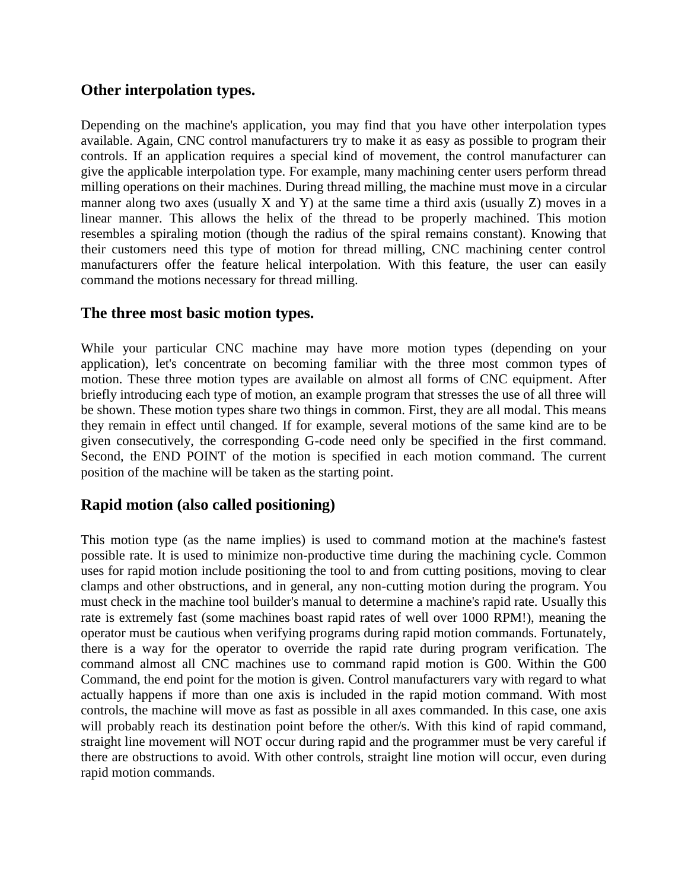## Other interpolation types.

Depending on the machine's application, you may find that you have other interpolation types available. Again, CNC control manufacturers try to make it as easy as possible to program their controls. If an application requires a special kind of movement, the control manufacturer can give the applicable interpolation type. For example, many machining center users perform thread milling operations on their machines. During thread milling, the machine must move in a circular manner along two axes (usually X and Y) at the same time a third axis (usually Z) moves in a linear manner. This allows the helix of the thread to be properly machined. This motion resembles a spiraling motion (though the radius of the spiral remains constant). Knowing that their customers need this type of motion for thread milling, CNC machining center control manufacturers offer the feature helical interpolation. With this feature, the user can easily command the motions necessary for thread milling.

## The three most basic motion types.

While your particular CNC machine may have more motion types (depending on your application), let's concentrate on becoming familiar with the three most common types of motion. These three motion types are available on almost all forms of CNC equipment. After briefly introducing each type of motion, an example program that stresses the use of all three will be shown. These motion types share two things in common. First, they are all modal. This means they remain in effect until changed. If for example, several motions of the same kind are to be given consecutively, the corresponding G-code need only be specified in the first command. Second, the END POINT of the motion is specified in each motion command. The current position of the machine will be taken as the starting point.

## Rapid motion (also called positioning)

This motion type (as the name implies) is used to command motion at the machine's fastest possible rate. It is used to minimize non-productive time during the machining cycle. Common uses for rapid motion include positioning the tool to and from cutting positions, moving to clear clamps and other obstructions, and in general, any non-cutting motion during the program. You must check in the machine tool builder's manual to determine a machine's rapid rate. Usually this rate is extremely fast (some machines boast rapid rates of well over 1000 RPM!), meaning the operator must be cautious when verifying programs during rapid motion commands. Fortunately, there is a way for the operator to override the rapid rate during program verification. The command almost all CNC machines use to command rapid motion is G00. Within the G00 Command, the end point for the motion is given. Control manufacturers vary with regard to what actually happens if more than one axis is included in the rapid motion command. With most controls, the machine will move as fast as possible in all axes commanded. In this case, one axis will probably reach its destination point before the other/s. With this kind of rapid command, straight line movement will NOT occur during rapid and the programmer must be very careful if there are obstructions to avoid. With other controls, straight line motion will occur, even during rapid motion commands.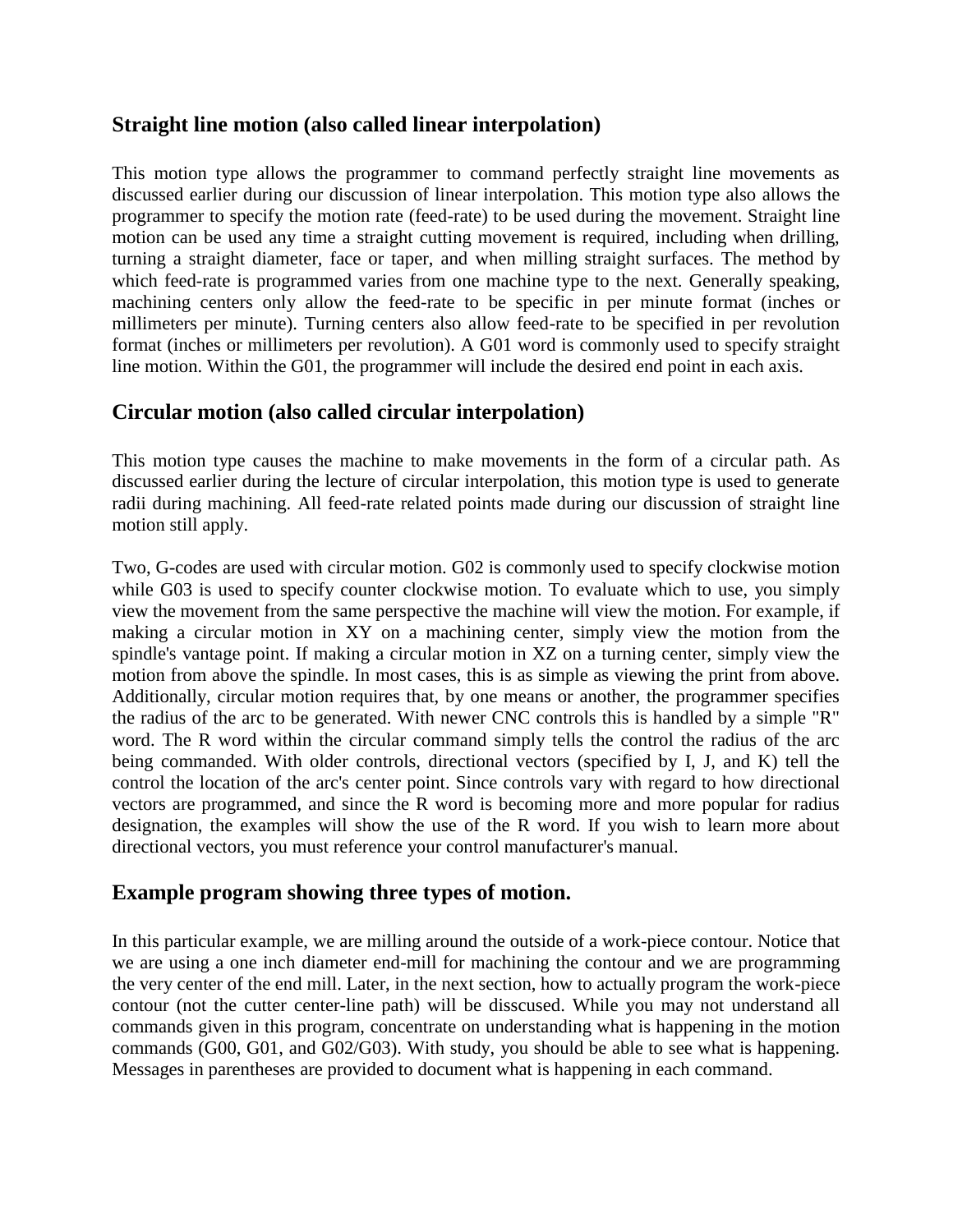## Straight line motion (also called linear interpolation)

This motion type allows the programmer to command perfectly straight line movements as discussed earlier during our discussion of linear interpolation. This motion type also allows the programmer to specify the motion rate (feed-rate) to be used during the movement. Straight line motion can be used any time a straight cutting movement is required, including when drilling, turning a straight diameter, face or taper, and when milling straight surfaces. The method by which feed-rate is programmed varies from one machine type to the next. Generally speaking, machining centers only allow the feed-rate to be specific in per minute format (inches or millimeters per minute). Turning centers also allow feed-rate to be specified in per revolution format (inches or millimeters per revolution). A G01 word is commonly used to specify straight line motion. Within the G01, the programmer will include the desired end point in each axis.

## Circular motion (also called circular interpolation)

This motion type causes the machine to make movements in the form of a circular path. As discussed earlier during the lecture of circular interpolation, this motion type is used to generate radii during machining. All feed-rate related points made during our discussion of straight line motion still apply.

Two, G-codes are used with circular motion. G02 is commonly used to specify clockwise motion while G03 is used to specify counter clockwise motion. To evaluate which to use, you simply view the movement from the same perspective the machine will view the motion. For example, if making a circular motion in XY on a machining center, simply view the motion from the spindle's vantage point. If making a circular motion in XZ on a turning center, simply view the motion from above the spindle. In most cases, this is as simple as viewing the print from above. Additionally, circular motion requires that, by one means or another, the programmer specifies the radius of the arc to be generated. With newer CNC controls this is handled by a simple "R" word. The R word within the circular command simply tells the control the radius of the arc being commanded. With older controls, directional vectors (specified by I, J, and K) tell the control the location of the arc's center point. Since controls vary with regard to how directional vectors are programmed, and since the R word is becoming more and more popular for radius designation, the examples will show the use of the R word. If you wish to learn more about directional vectors, you must reference your control manufacturer's manual.

## Example program showing three types of motion.

In this particular example, we are milling around the outside of a work-piece contour. Notice that we are using a one inch diameter end-mill for machining the contour and we are programming the very center of the end mill. Later, in the next section, how to actually program the work-piece contour (not the cutter center-line path) will be disscused. While you may not understand all commands given in this program, concentrate on understanding what is happening in the motion commands (G00, G01, and G02/G03). With study, you should be able to see what is happening. Messages in parentheses are provided to document what is happening in each command.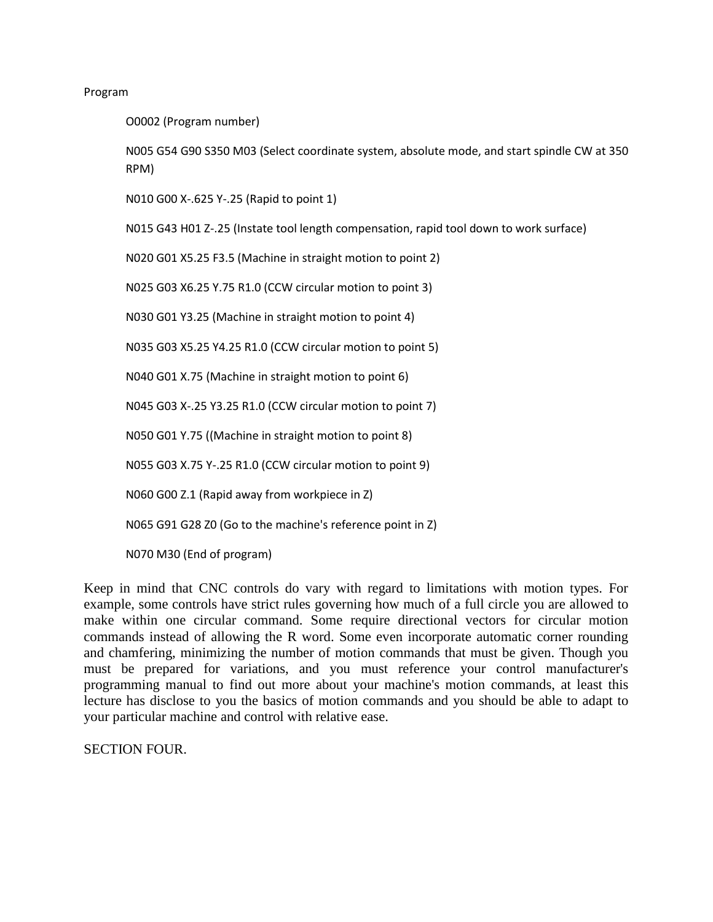Program

```
O0002 (Program number)

N005 G54 G90 S350 M03 (Select coordinate system, absolute mode, and start spindle CW at 350 RPM)

N010 G00 X-.625 Y-.25 (Rapid to point 1)

N015 G43 H01 Z-.25 (Instate tool length compensation, rapid tool down to work surface)

N020 G01 X5.25 F3.5 (Machine in straight motion to point 2)

N025 G03 X6.25 Y.75 R1.0 (CCW circular motion to point 3)

N030 G01 Y3.25 (Machine in straight motion to point 4)

N035 G03 X5.25 Y4.25 R1.0 (CCW circular motion to point 5)

N040 G01 X.75 (Machine in straight motion to point 6)

N045 G03 X-.25 Y3.25 R1.0 (CCW circular motion to point 7)

N050 G01 Y.75 ((Machine in straight motion to point 8)

N055 G03 X.75 Y-.25 R1.0 (CCW circular motion to point 9)

N060 G00 Z.1 (Rapid away from workpiece in Z)

N065 G91 G28 Z0 (Go to the machine's reference point in Z)

N070 M30 (End of program)
```

Keep in mind that CNC controls do vary with regard to limitations with motion types. For example, some controls have strict rules governing how much of a full circle you are allowed to make within one circular command. Some require directional vectors for circular motion commands instead of allowing the R word. Some even incorporate automatic corner rounding and chamfering, minimizing the number of motion commands that must be given. Though you must be prepared for variations, and you must reference your control manufacturer's programming manual to find out more about your machine's motion commands, at least this lecture has disclose to you the basics of motion commands and you should be able to adapt to your particular machine and control with relative ease.

SECTION FOUR.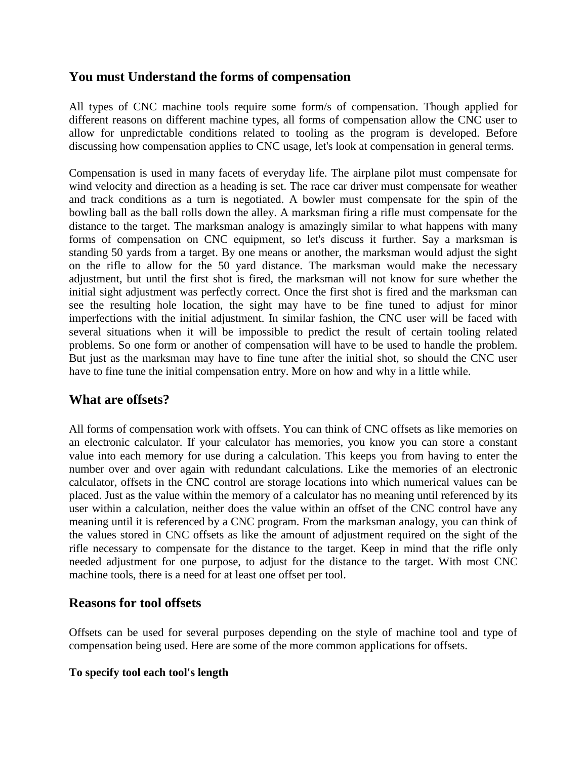## You must Understand the forms of compensation

All types of CNC machine tools require some form/s of compensation. Though applied for different reasons on different machine types, all forms of compensation allow the CNC user to allow for unpredictable conditions related to tooling as the program is developed. Before discussing how compensation applies to CNC usage, let's look at compensation in general terms.

Compensation is used in many facets of everyday life. The airplane pilot must compensate for wind velocity and direction as a heading is set. The race car driver must compensate for weather and track conditions as a turn is negotiated. A bowler must compensate for the spin of the bowling ball as the ball rolls down the alley. A marksman firing a rifle must compensate for the distance to the target. The marksman analogy is amazingly similar to what happens with many forms of compensation on CNC equipment, so let's discuss it further. Say a marksman is standing 50 yards from a target. By one means or another, the marksman would adjust the sight on the rifle to allow for the 50 yard distance. The marksman would make the necessary adjustment, but until the first shot is fired, the marksman will not know for sure whether the initial sight adjustment was perfectly correct. Once the first shot is fired and the marksman can see the resulting hole location, the sight may have to be fine tuned to adjust for minor imperfections with the initial adjustment. In similar fashion, the CNC user will be faced with several situations when it will be impossible to predict the result of certain tooling related problems. So one form or another of compensation will have to be used to handle the problem. But just as the marksman may have to fine tune after the initial shot, so should the CNC user have to fine tune the initial compensation entry. More on how and why in a little while.

## What are offsets?

All forms of compensation work with offsets. You can think of CNC offsets as like memories on an electronic calculator. If your calculator has memories, you know you can store a constant value into each memory for use during a calculation. This keeps you from having to enter the number over and over again with redundant calculations. Like the memories of an electronic calculator, offsets in the CNC control are storage locations into which numerical values can be placed. Just as the value within the memory of a calculator has no meaning until referenced by its user within a calculation, neither does the value within an offset of the CNC control have any meaning until it is referenced by a CNC program. From the marksman analogy, you can think of the values stored in CNC offsets as like the amount of adjustment required on the sight of the rifle necessary to compensate for the distance to the target. Keep in mind that the rifle only needed adjustment for one purpose, to adjust for the distance to the target. With most CNC machine tools, there is a need for at least one offset per tool.

## Reasons for tool offsets

Offsets can be used for several purposes depending on the style of machine tool and type of compensation being used. Here are some of the more common applications for offsets.

#### To specify tool each tool's length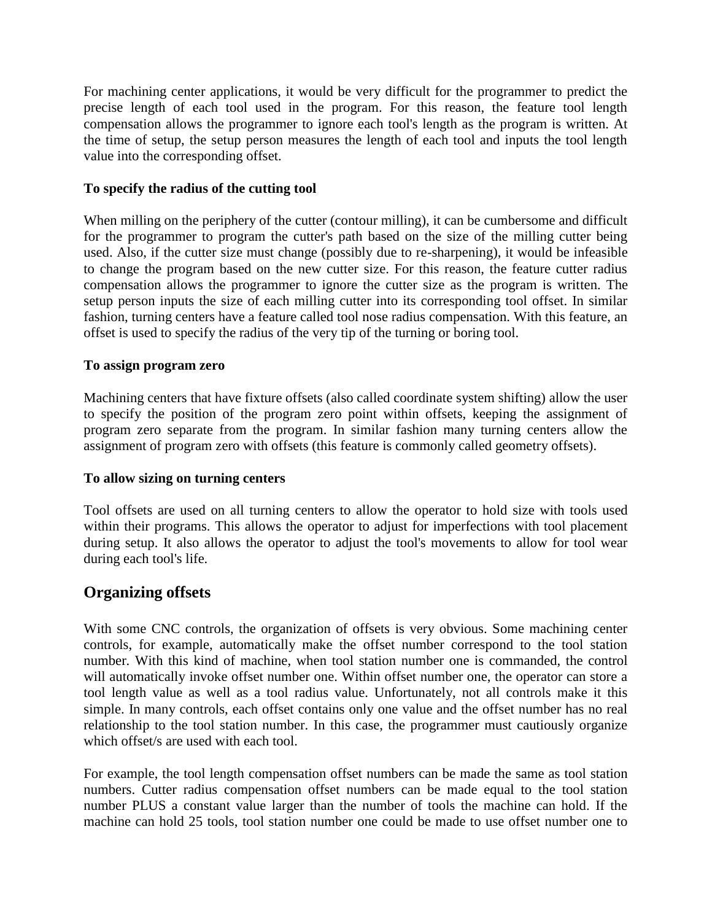For machining center applications, it would be very difficult for the programmer to predict the precise length of each tool used in the program. For this reason, the feature tool length compensation allows the programmer to ignore each tool's length as the program is written. At the time of setup, the setup person measures the length of each tool and inputs the tool length value into the corresponding offset.

**To specify the radius of the cutting tool**

When milling on the periphery of the cutter (contour milling), it can be cumbersome and difficult for the programmer to program the cutter's path based on the size of the milling cutter being used. Also, if the cutter size must change (possibly due to re-sharpening), it would be infeasible to change the program based on the new cutter size. For this reason, the feature cutter radius compensation allows the programmer to ignore the cutter size as the program is written. The setup person inputs the size of each milling cutter into its corresponding tool offset. In similar fashion, turning centers have a feature called tool nose radius compensation. With this feature, an offset is used to specify the radius of the very tip of the turning or boring tool.

**To assign program zero**

Machining centers that have fixture offsets (also called coordinate system shifting) allow the user to specify the position of the program zero point within offsets, keeping the assignment of program zero separate from the program. In similar fashion many turning centers allow the assignment of program zero with offsets (this feature is commonly called geometry offsets).

**To allow sizing on turning centers**

Tool offsets are used on all turning centers to allow the operator to hold size with tools used within their programs. This allows the operator to adjust for imperfections with tool placement during setup. It also allows the operator to adjust the tool's movements to allow for tool wear during each tool's life.

## Organizing offsets

With some CNC controls, the organization of offsets is very obvious. Some machining center controls, for example, automatically make the offset number correspond to the tool station number. With this kind of machine, when tool station number one is commanded, the control will automatically invoke offset number one. Within offset number one, the operator can store a tool length value as well as a tool radius value. Unfortunately, not all controls make it this simple. In many controls, each offset contains only one value and the offset number has no real relationship to the tool station number. In this case, the programmer must cautiously organize which offset/s are used with each tool.

For example, the tool length compensation offset numbers can be made the same as tool station numbers. Cutter radius compensation offset numbers can be made equal to the tool station number PLUS a constant value larger than the number of tools the machine can hold. If the machine can hold 25 tools, tool station number one could be made to use offset number one to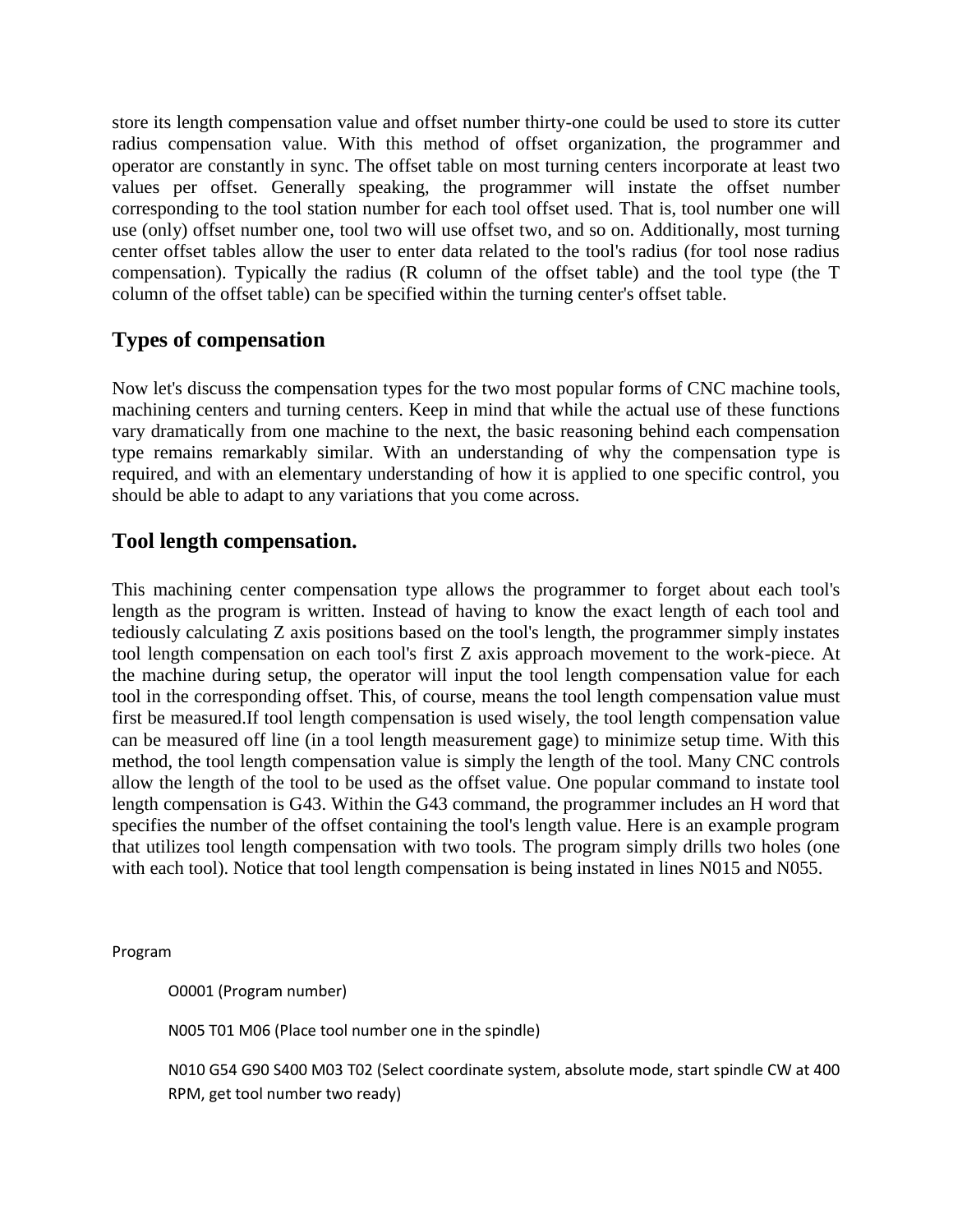store its length compensation value and offset number thirty-one could be used to store its cutter radius compensation value. With this method of offset organization, the programmer and operator are constantly in sync. The offset table on most turning centers incorporate at least two values per offset. Generally speaking, the programmer will instate the offset number corresponding to the tool station number for each tool offset used. That is, tool number one will use (only) offset number one, tool two will use offset two, and so on. Additionally, most turning center offset tables allow the user to enter data related to the tool's radius (for tool nose radius compensation). Typically the radius (R column of the offset table) and the tool type (the T column of the offset table) can be specified within the turning center's offset table.

## Types of compensation

Now let's discuss the compensation types for the two most popular forms of CNC machine tools, machining centers and turning centers. Keep in mind that while the actual use of these functions vary dramatically from one machine to the next, the basic reasoning behind each compensation type remains remarkably similar. With an understanding of why the compensation type is required, and with an elementary understanding of how it is applied to one specific control, you should be able to adapt to any variations that you come across.

## Tool length compensation.

This machining center compensation type allows the programmer to forget about each tool's length as the program is written. Instead of having to know the exact length of each tool and tediously calculating Z axis positions based on the tool's length, the programmer simply instates tool length compensation on each tool's first Z axis approach movement to the work-piece. At the machine during setup, the operator will input the tool length compensation value for each tool in the corresponding offset. This, of course, means the tool length compensation value must first be measured.If tool length compensation is used wisely, the tool length compensation value can be measured off line (in a tool length measurement gage) to minimize setup time. With this method, the tool length compensation value is simply the length of the tool. Many CNC controls allow the length of the tool to be used as the offset value. One popular command to instate tool length compensation is G43. Within the G43 command, the programmer includes an H word that specifies the number of the offset containing the tool's length value. Here is an example program that utilizes tool length compensation with two tools. The program simply drills two holes (one with each tool). Notice that tool length compensation is being instated in lines N015 and N055.

Program

O0001 (Program number)

N005 T01 M06 (Place tool number one in the spindle)

N010 G54 G90 S400 M03 T02 (Select coordinate system, absolute mode, start spindle CW at 400 RPM, get tool number two ready)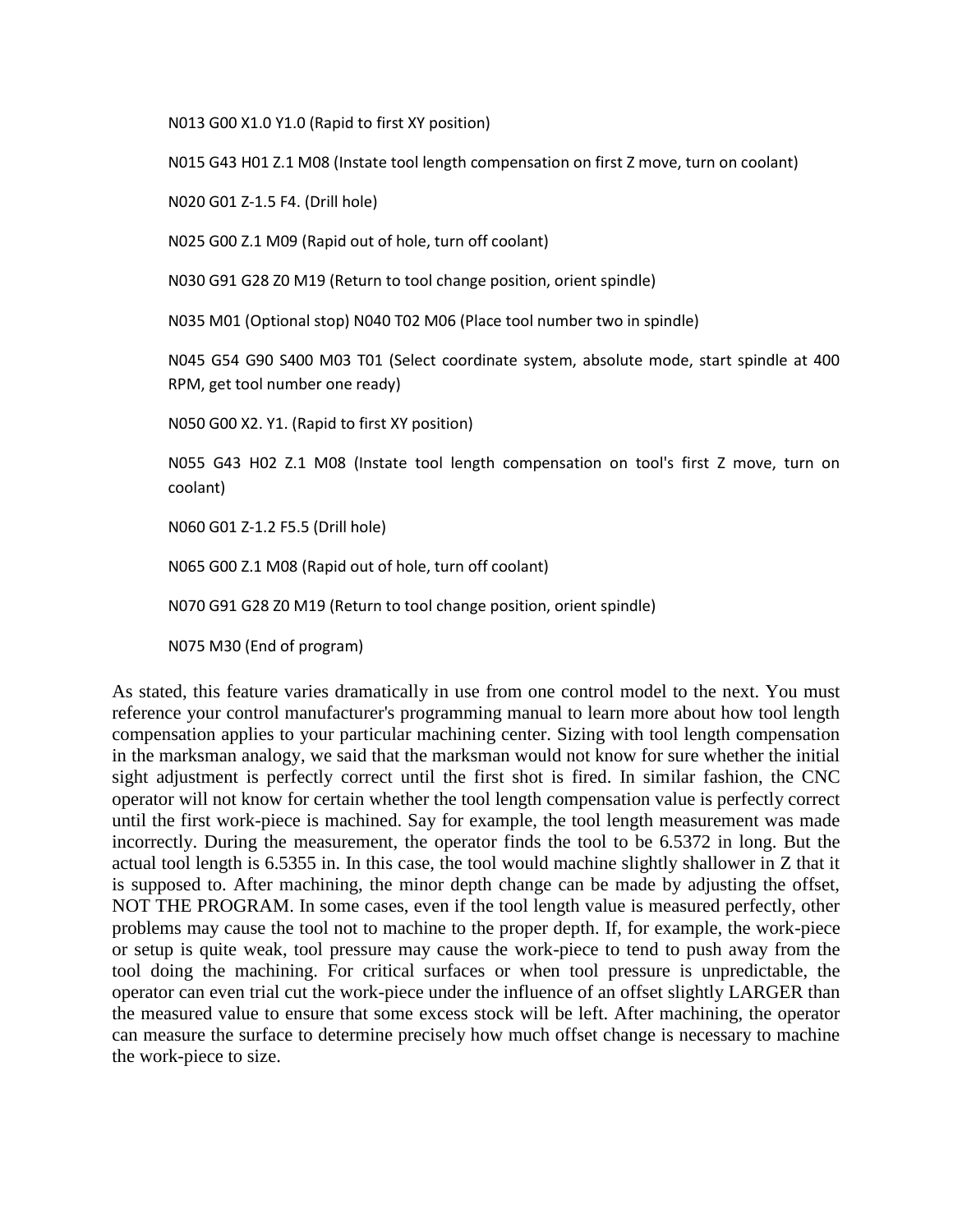N013 G00 X1.0 Y1.0 (Rapid to first XY position)

N015 G43 H01 Z.1 M08 (Instate tool length compensation on first Z move, turn on coolant)

N020 G01 Z-1.5 F4. (Drill hole)

N025 G00 Z.1 M09 (Rapid out of hole, turn off coolant)

N030 G91 G28 Z0 M19 (Return to tool change position, orient spindle)

N035 M01 (Optional stop) N040 T02 M06 (Place tool number two in spindle)

N045 G54 G90 S400 M03 T01 (Select coordinate system, absolute mode, start spindle at 400 RPM, get tool number one ready)

N050 G00 X2. Y1. (Rapid to first XY position)

N055 G43 H02 Z.1 M08 (Instate tool length compensation on tool's first Z move, turn on coolant)

N060 G01 Z-1.2 F5.5 (Drill hole)

N065 G00 Z.1 M08 (Rapid out of hole, turn off coolant)

N070 G91 G28 Z0 M19 (Return to tool change position, orient spindle)

N075 M30 (End of program)

As stated, this feature varies dramatically in use from one control model to the next. You must reference your control manufacturer's programming manual to learn more about how tool length compensation applies to your particular machining center. Sizing with tool length compensation in the marksman analogy, we said that the marksman would not know for sure whether the initial sight adjustment is perfectly correct until the first shot is fired. In similar fashion, the CNC operator will not know for certain whether the tool length compensation value is perfectly correct until the first work-piece is machined. Say for example, the tool length measurement was made incorrectly. During the measurement, the operator finds the tool to be 6.5372 in long. But the actual tool length is 6.5355 in. In this case, the tool would machine slightly shallower in Z that it is supposed to. After machining, the minor depth change can be made by adjusting the offset, NOT THE PROGRAM. In some cases, even if the tool length value is measured perfectly, other problems may cause the tool not to machine to the proper depth. If, for example, the work-piece or setup is quite weak, tool pressure may cause the work-piece to tend to push away from the tool doing the machining. For critical surfaces or when tool pressure is unpredictable, the operator can even trial cut the work-piece under the influence of an offset slightly LARGER than the measured value to ensure that some excess stock will be left. After machining, the operator can measure the surface to determine precisely how much offset change is necessary to machine the work-piece to size.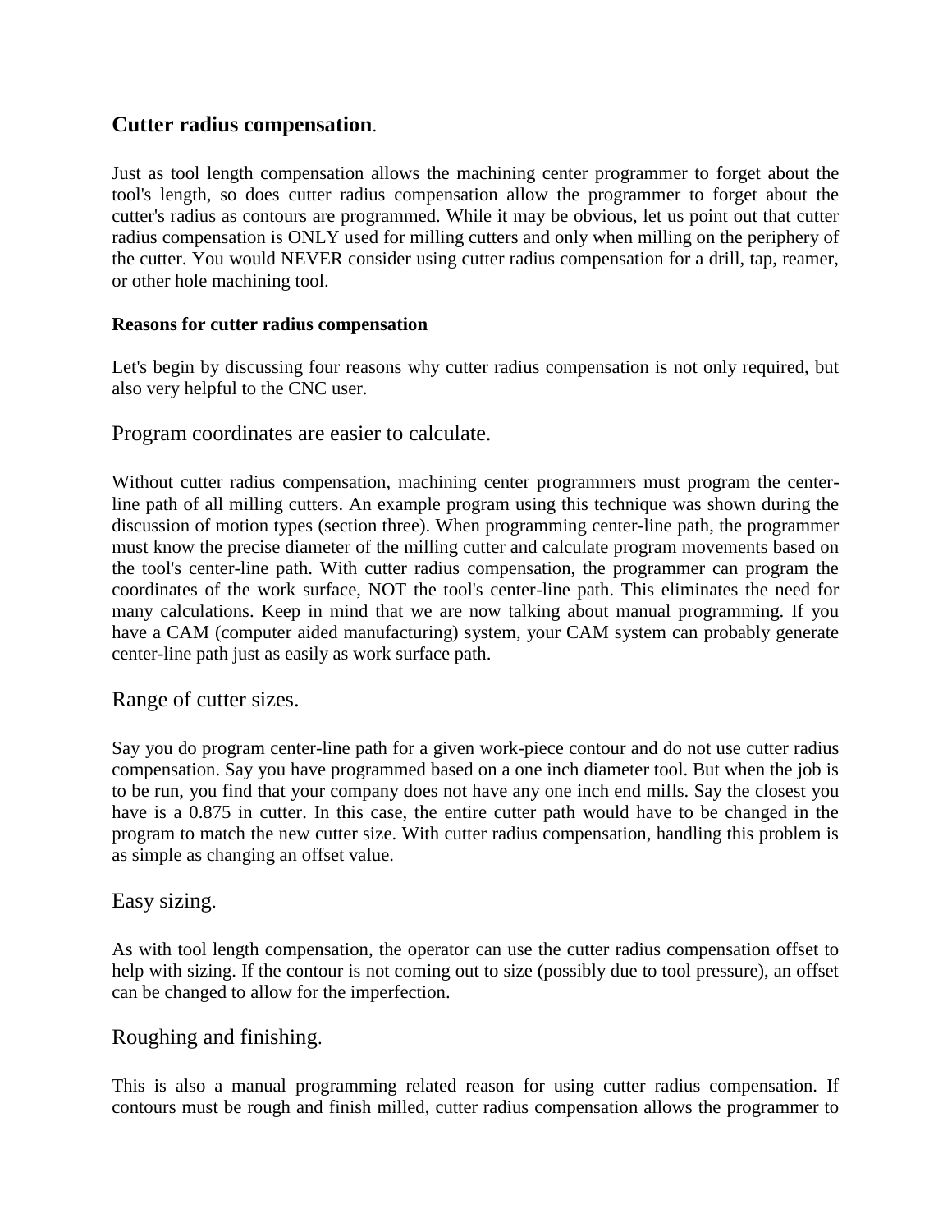## Cutter radius compensation.

Just as tool length compensation allows the machining center programmer to forget about the tool's length, so does cutter radius compensation allow the programmer to forget about the cutter's radius as contours are programmed. While it may be obvious, let us point out that cutter radius compensation is ONLY used for milling cutters and only when milling on the periphery of the cutter. You would NEVER consider using cutter radius compensation for a drill, tap, reamer, or other hole machining tool.

#### Reasons for cutter radius compensation

Let's begin by discussing four reasons why cutter radius compensation is not only required, but also very helpful to the CNC user.

### Program coordinates are easier to calculate.

Without cutter radius compensation, machining center programmers must program the center-line path of all milling cutters. An example program using this technique was shown during the discussion of motion types (section three). When programming center-line path, the programmer must know the precise diameter of the milling cutter and calculate program movements based on the tool's center-line path. With cutter radius compensation, the programmer can program the coordinates of the work surface, NOT the tool's center-line path. This eliminates the need for many calculations. Keep in mind that we are now talking about manual programming. If you have a CAM (computer aided manufacturing) system, your CAM system can probably generate center-line path just as easily as work surface path.

### Range of cutter sizes.

Say you do program center-line path for a given work-piece contour and do not use cutter radius compensation. Say you have programmed based on a one inch diameter tool. But when the job is to be run, you find that your company does not have any one inch end mills. Say the closest you have is a 0.875 in cutter. In this case, the entire cutter path would have to be changed in the program to match the new cutter size. With cutter radius compensation, handling this problem is as simple as changing an offset value.

### Easy sizing.

As with tool length compensation, the operator can use the cutter radius compensation offset to help with sizing. If the contour is not coming out to size (possibly due to tool pressure), an offset can be changed to allow for the imperfection.

### Roughing and finishing.

This is also a manual programming related reason for using cutter radius compensation. If contours must be rough and finish milled, cutter radius compensation allows the programmer to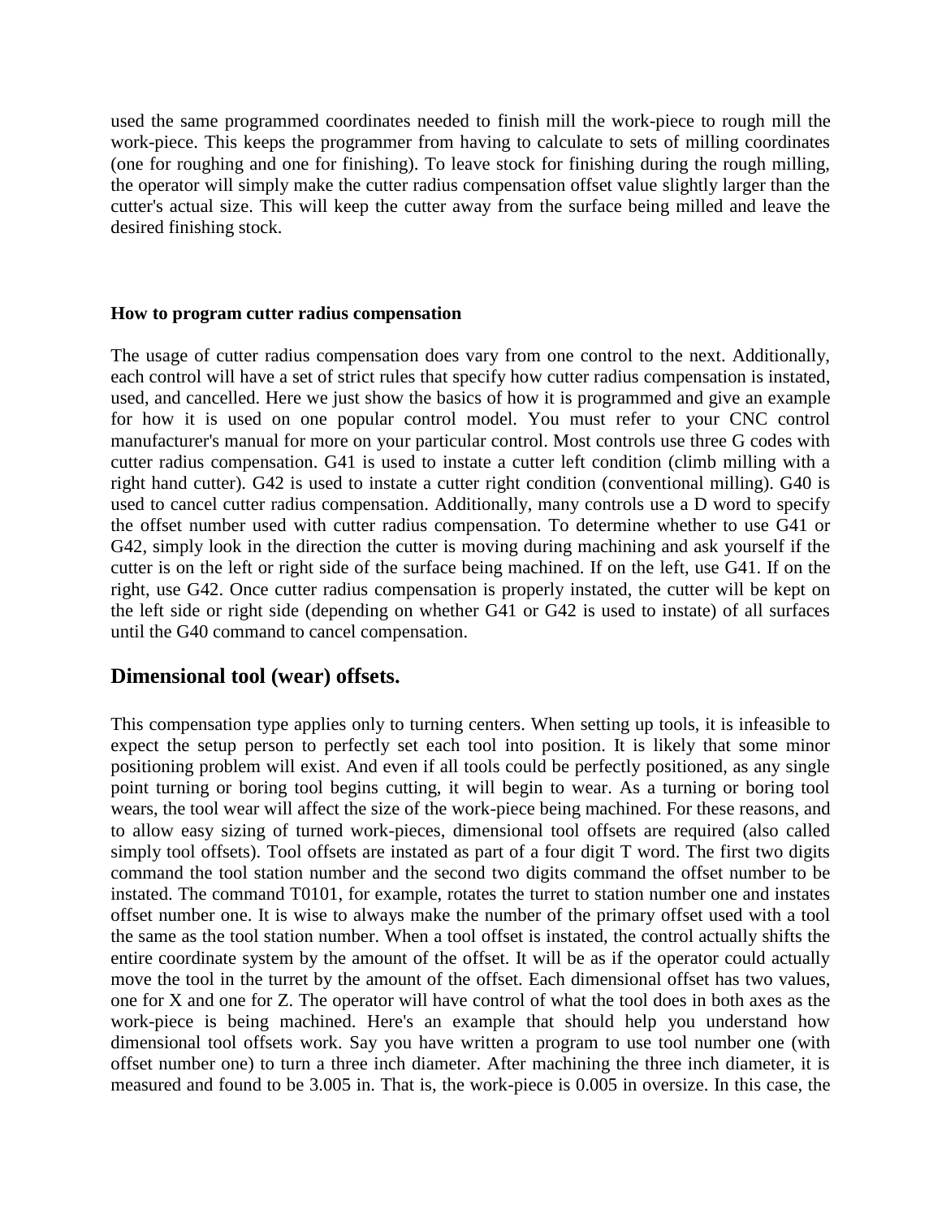used the same programmed coordinates needed to finish mill the work-piece to rough mill the work-piece. This keeps the programmer from having to calculate to sets of milling coordinates (one for roughing and one for finishing). To leave stock for finishing during the rough milling, the operator will simply make the cutter radius compensation offset value slightly larger than the cutter's actual size. This will keep the cutter away from the surface being milled and leave the desired finishing stock.

**How to program cutter radius compensation**

The usage of cutter radius compensation does vary from one control to the next. Additionally, each control will have a set of strict rules that specify how cutter radius compensation is instated, used, and cancelled. Here we just show the basics of how it is programmed and give an example for how it is used on one popular control model. You must refer to your CNC control manufacturer's manual for more on your particular control. Most controls use three G codes with cutter radius compensation. G41 is used to instate a cutter left condition (climb milling with a right hand cutter). G42 is used to instate a cutter right condition (conventional milling). G40 is used to cancel cutter radius compensation. Additionally, many controls use a D word to specify the offset number used with cutter radius compensation. To determine whether to use G41 or G42, simply look in the direction the cutter is moving during machining and ask yourself if the cutter is on the left or right side of the surface being machined. If on the left, use G41. If on the right, use G42. Once cutter radius compensation is properly instated, the cutter will be kept on the left side or right side (depending on whether G41 or G42 is used to instate) of all surfaces until the G40 command to cancel compensation.

## Dimensional tool (wear) offsets.

This compensation type applies only to turning centers. When setting up tools, it is infeasible to expect the setup person to perfectly set each tool into position. It is likely that some minor positioning problem will exist. And even if all tools could be perfectly positioned, as any single point turning or boring tool begins cutting, it will begin to wear. As a turning or boring tool wears, the tool wear will affect the size of the work-piece being machined. For these reasons, and to allow easy sizing of turned work-pieces, dimensional tool offsets are required (also called simply tool offsets). Tool offsets are instated as part of a four digit T word. The first two digits command the tool station number and the second two digits command the offset number to be instated. The command T0101, for example, rotates the turret to station number one and instates offset number one. It is wise to always make the number of the primary offset used with a tool the same as the tool station number. When a tool offset is instated, the control actually shifts the entire coordinate system by the amount of the offset. It will be as if the operator could actually move the tool in the turret by the amount of the offset. Each dimensional offset has two values, one for X and one for Z. The operator will have control of what the tool does in both axes as the work-piece is being machined. Here's an example that should help you understand how dimensional tool offsets work. Say you have written a program to use tool number one (with offset number one) to turn a three inch diameter. After machining the three inch diameter, it is measured and found to be 3.005 in. That is, the work-piece is 0.005 in oversize. In this case, the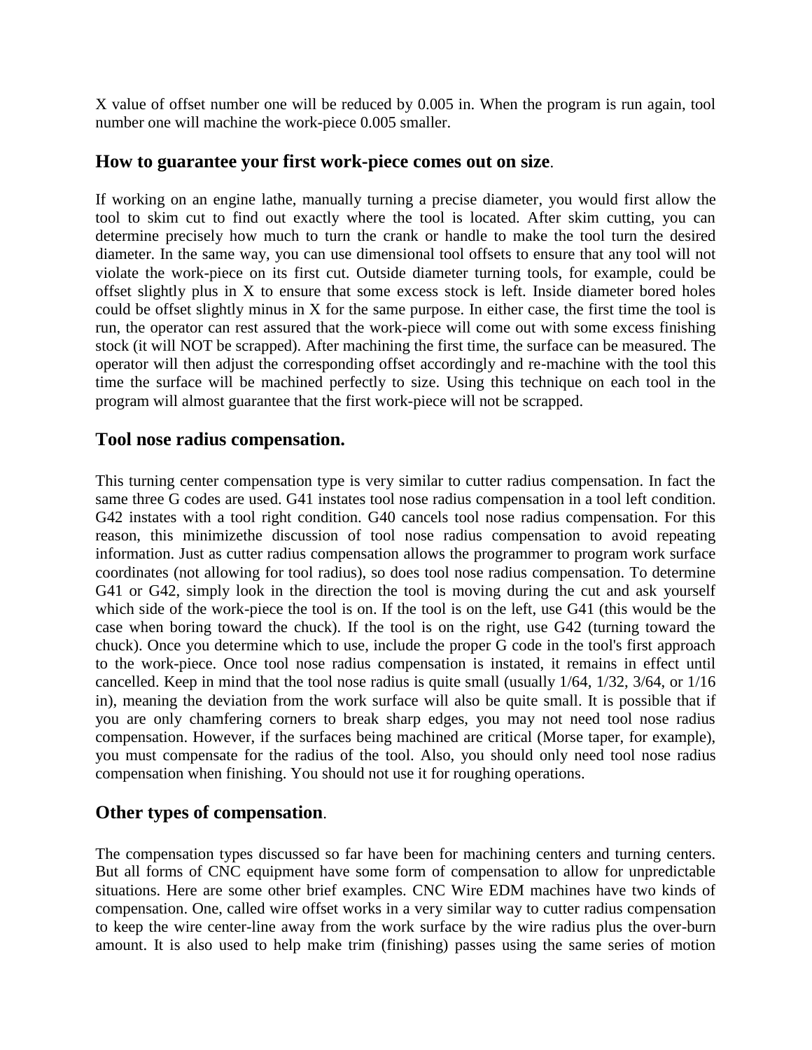X value of offset number one will be reduced by 0.005 in. When the program is run again, tool number one will machine the work-piece 0.005 smaller.

## How to guarantee your first work-piece comes out on size.

If working on an engine lathe, manually turning a precise diameter, you would first allow the tool to skim cut to find out exactly where the tool is located. After skim cutting, you can determine precisely how much to turn the crank or handle to make the tool turn the desired diameter. In the same way, you can use dimensional tool offsets to ensure that any tool will not violate the work-piece on its first cut. Outside diameter turning tools, for example, could be offset slightly plus in X to ensure that some excess stock is left. Inside diameter bored holes could be offset slightly minus in X for the same purpose. In either case, the first time the tool is run, the operator can rest assured that the work-piece will come out with some excess finishing stock (it will NOT be scrapped). After machining the first time, the surface can be measured. The operator will then adjust the corresponding offset accordingly and re-machine with the tool this time the surface will be machined perfectly to size. Using this technique on each tool in the program will almost guarantee that the first work-piece will not be scrapped.

## Tool nose radius compensation.

This turning center compensation type is very similar to cutter radius compensation. In fact the same three G codes are used. G41 instates tool nose radius compensation in a tool left condition. G42 instates with a tool right condition. G40 cancels tool nose radius compensation. For this reason, this minimizethe discussion of tool nose radius compensation to avoid repeating information. Just as cutter radius compensation allows the programmer to program work surface coordinates (not allowing for tool radius), so does tool nose radius compensation. To determine G41 or G42, simply look in the direction the tool is moving during the cut and ask yourself which side of the work-piece the tool is on. If the tool is on the left, use G41 (this would be the case when boring toward the chuck). If the tool is on the right, use G42 (turning toward the chuck). Once you determine which to use, include the proper G code in the tool's first approach to the work-piece. Once tool nose radius compensation is instated, it remains in effect until cancelled. Keep in mind that the tool nose radius is quite small (usually 1/64, 1/32, 3/64, or 1/16 in), meaning the deviation from the work surface will also be quite small. It is possible that if you are only chamfering corners to break sharp edges, you may not need tool nose radius compensation. However, if the surfaces being machined are critical (Morse taper, for example), you must compensate for the radius of the tool. Also, you should only need tool nose radius compensation when finishing. You should not use it for roughing operations.

## Other types of compensation.

The compensation types discussed so far have been for machining centers and turning centers. But all forms of CNC equipment have some form of compensation to allow for unpredictable situations. Here are some other brief examples. CNC Wire EDM machines have two kinds of compensation. One, called wire offset works in a very similar way to cutter radius compensation to keep the wire center-line away from the work surface by the wire radius plus the over-burn amount. It is also used to help make trim (finishing) passes using the same series of motion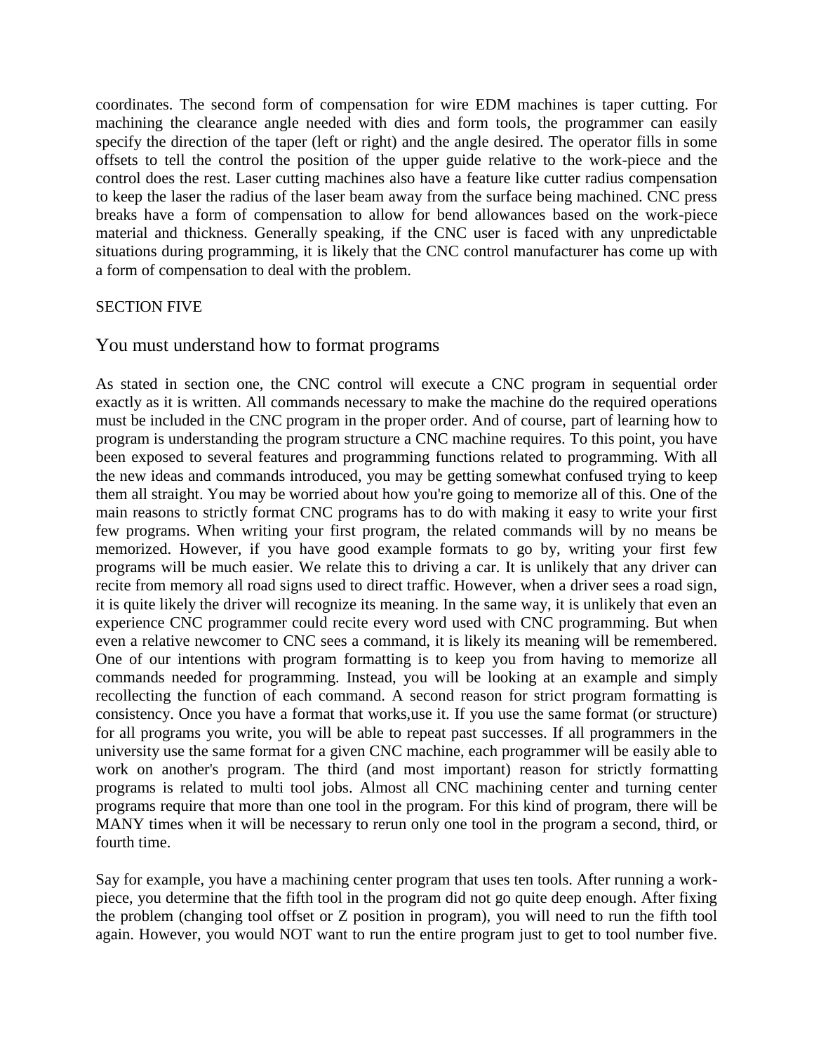coordinates. The second form of compensation for wire EDM machines is taper cutting. For machining the clearance angle needed with dies and form tools, the programmer can easily specify the direction of the taper (left or right) and the angle desired. The operator fills in some offsets to tell the control the position of the upper guide relative to the work-piece and the control does the rest. Laser cutting machines also have a feature like cutter radius compensation to keep the laser the radius of the laser beam away from the surface being machined. CNC press breaks have a form of compensation to allow for bend allowances based on the work-piece material and thickness. Generally speaking, if the CNC user is faced with any unpredictable situations during programming, it is likely that the CNC control manufacturer has come up with a form of compensation to deal with the problem.

SECTION FIVE

## You must understand how to format programs

As stated in section one, the CNC control will execute a CNC program in sequential order exactly as it is written. All commands necessary to make the machine do the required operations must be included in the CNC program in the proper order. And of course, part of learning how to program is understanding the program structure a CNC machine requires. To this point, you have been exposed to several features and programming functions related to programming. With all the new ideas and commands introduced, you may be getting somewhat confused trying to keep them all straight. You may be worried about how you're going to memorize all of this. One of the main reasons to strictly format CNC programs has to do with making it easy to write your first few programs. When writing your first program, the related commands will by no means be memorized. However, if you have good example formats to go by, writing your first few programs will be much easier. We relate this to driving a car. It is unlikely that any driver can recite from memory all road signs used to direct traffic. However, when a driver sees a road sign, it is quite likely the driver will recognize its meaning. In the same way, it is unlikely that even an experience CNC programmer could recite every word used with CNC programming. But when even a relative newcomer to CNC sees a command, it is likely its meaning will be remembered. One of our intentions with program formatting is to keep you from having to memorize all commands needed for programming. Instead, you will be looking at an example and simply recollecting the function of each command. A second reason for strict program formatting is consistency. Once you have a format that works,use it. If you use the same format (or structure) for all programs you write, you will be able to repeat past successes. If all programmers in the university use the same format for a given CNC machine, each programmer will be easily able to work on another's program. The third (and most important) reason for strictly formatting programs is related to multi tool jobs. Almost all CNC machining center and turning center programs require that more than one tool in the program. For this kind of program, there will be MANY times when it will be necessary to rerun only one tool in the program a second, third, or fourth time.

Say for example, you have a machining center program that uses ten tools. After running a work-piece, you determine that the fifth tool in the program did not go quite deep enough. After fixing the problem (changing tool offset or Z position in program), you will need to run the fifth tool again. However, you would NOT want to run the entire program just to get to tool number five.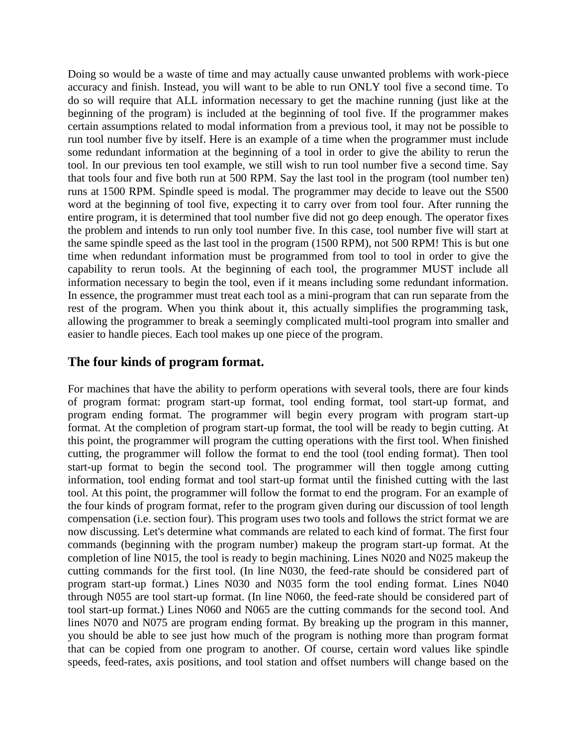Doing so would be a waste of time and may actually cause unwanted problems with work-piece accuracy and finish. Instead, you will want to be able to run ONLY tool five a second time. To do so will require that ALL information necessary to get the machine running (just like at the beginning of the program) is included at the beginning of tool five. If the programmer makes certain assumptions related to modal information from a previous tool, it may not be possible to run tool number five by itself. Here is an example of a time when the programmer must include some redundant information at the beginning of a tool in order to give the ability to rerun the tool. In our previous ten tool example, we still wish to run tool number five a second time. Say that tools four and five both run at 500 RPM. Say the last tool in the program (tool number ten) runs at 1500 RPM. Spindle speed is modal. The programmer may decide to leave out the S500 word at the beginning of tool five, expecting it to carry over from tool four. After running the entire program, it is determined that tool number five did not go deep enough. The operator fixes the problem and intends to run only tool number five. In this case, tool number five will start at the same spindle speed as the last tool in the program (1500 RPM), not 500 RPM! This is but one time when redundant information must be programmed from tool to tool in order to give the capability to rerun tools. At the beginning of each tool, the programmer MUST include all information necessary to begin the tool, even if it means including some redundant information. In essence, the programmer must treat each tool as a mini-program that can run separate from the rest of the program. When you think about it, this actually simplifies the programming task, allowing the programmer to break a seemingly complicated multi-tool program into smaller and easier to handle pieces. Each tool makes up one piece of the program.

## The four kinds of program format.

For machines that have the ability to perform operations with several tools, there are four kinds of program format: program start-up format, tool ending format, tool start-up format, and program ending format. The programmer will begin every program with program start-up format. At the completion of program start-up format, the tool will be ready to begin cutting. At this point, the programmer will program the cutting operations with the first tool. When finished cutting, the programmer will follow the format to end the tool (tool ending format). Then tool start-up format to begin the second tool. The programmer will then toggle among cutting information, tool ending format and tool start-up format until the finished cutting with the last tool. At this point, the programmer will follow the format to end the program. For an example of the four kinds of program format, refer to the program given during our discussion of tool length compensation (i.e. section four). This program uses two tools and follows the strict format we are now discussing. Let's determine what commands are related to each kind of format. The first four commands (beginning with the program number) makeup the program start-up format. At the completion of line N015, the tool is ready to begin machining. Lines N020 and N025 makeup the cutting commands for the first tool. (In line N030, the feed-rate should be considered part of program start-up format.) Lines N030 and N035 form the tool ending format. Lines N040 through N055 are tool start-up format. (In line N060, the feed-rate should be considered part of tool start-up format.) Lines N060 and N065 are the cutting commands for the second tool. And lines N070 and N075 are program ending format. By breaking up the program in this manner, you should be able to see just how much of the program is nothing more than program format that can be copied from one program to another. Of course, certain word values like spindle speeds, feed-rates, axis positions, and tool station and offset numbers will change based on the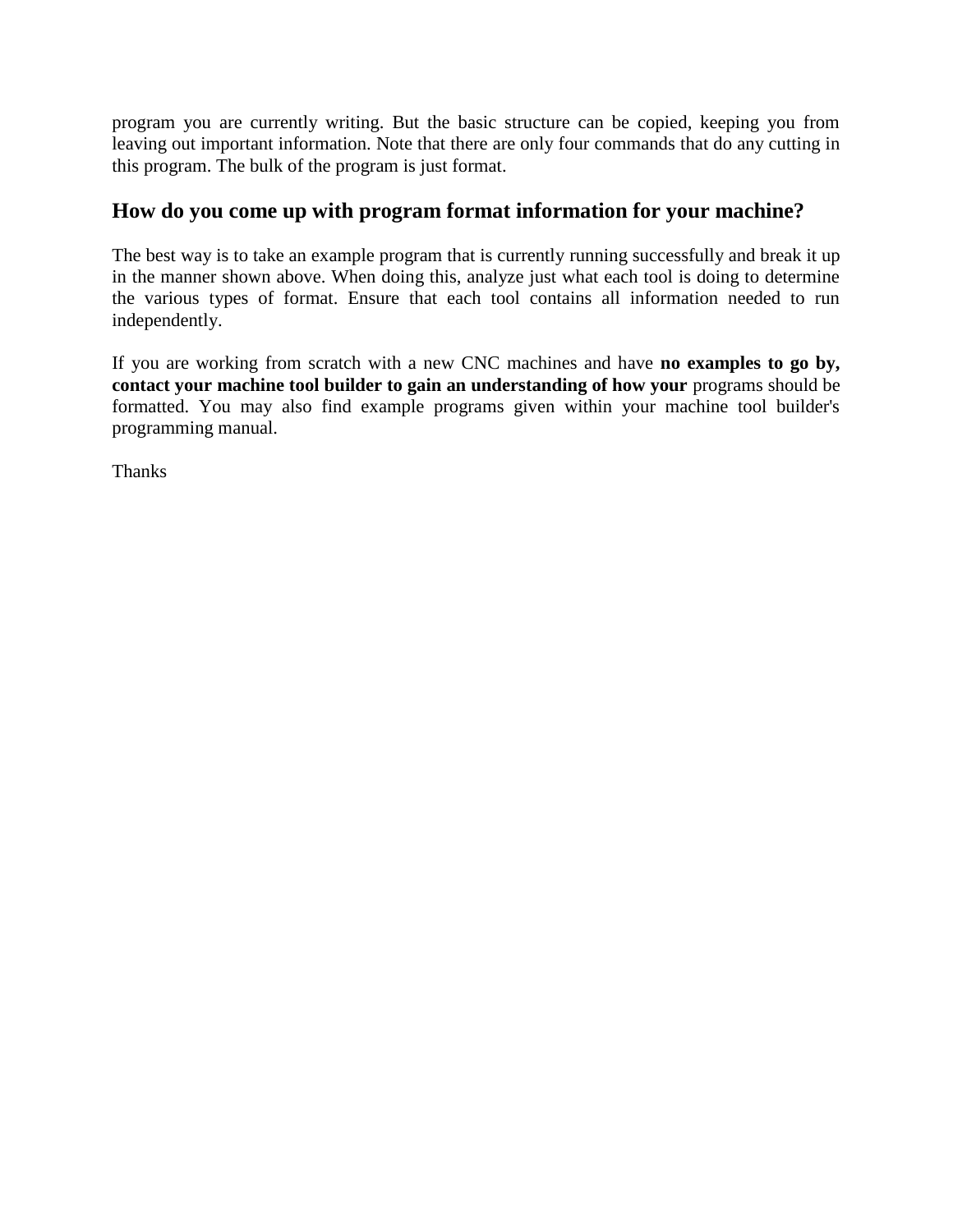program you are currently writing. But the basic structure can be copied, keeping you from leaving out important information. Note that there are only four commands that do any cutting in this program. The bulk of the program is just format.

## How do you come up with program format information for your machine?

The best way is to take an example program that is currently running successfully and break it up in the manner shown above. When doing this, analyze just what each tool is doing to determine the various types of format. Ensure that each tool contains all information needed to run independently.

If you are working from scratch with a new CNC machines and have **no examples to go by, contact your machine tool builder to gain an understanding of how your** programs should be formatted. You may also find example programs given within your machine tool builder's programming manual.

Thanks